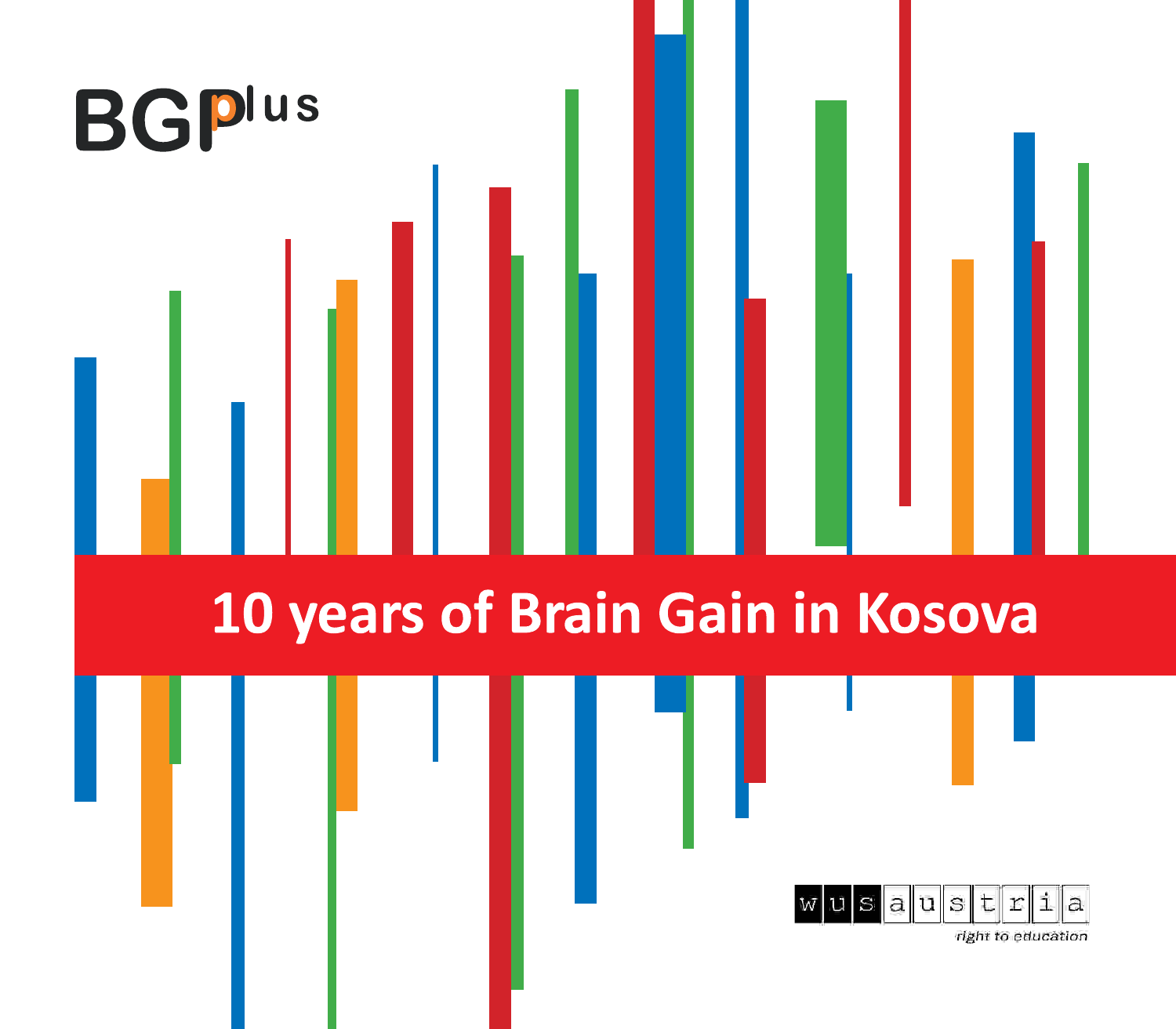BGPplus

# 10 years of Brain Gain in Kosova

wus austria

right to education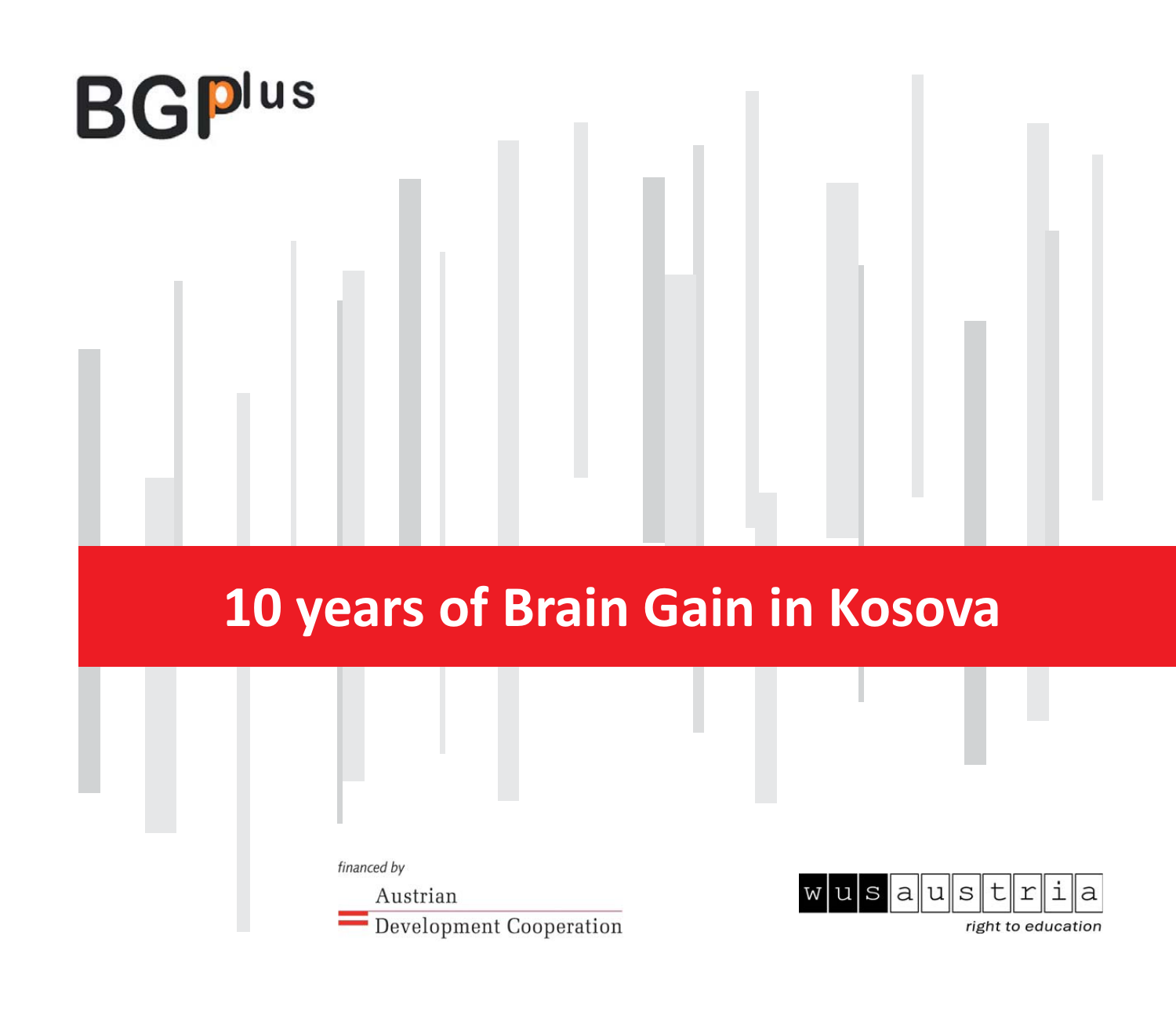BGPlus

# 10 years of Brain Gain in Kosova

*financed by*

Austrian Development Cooperation

wus austria

*right to education*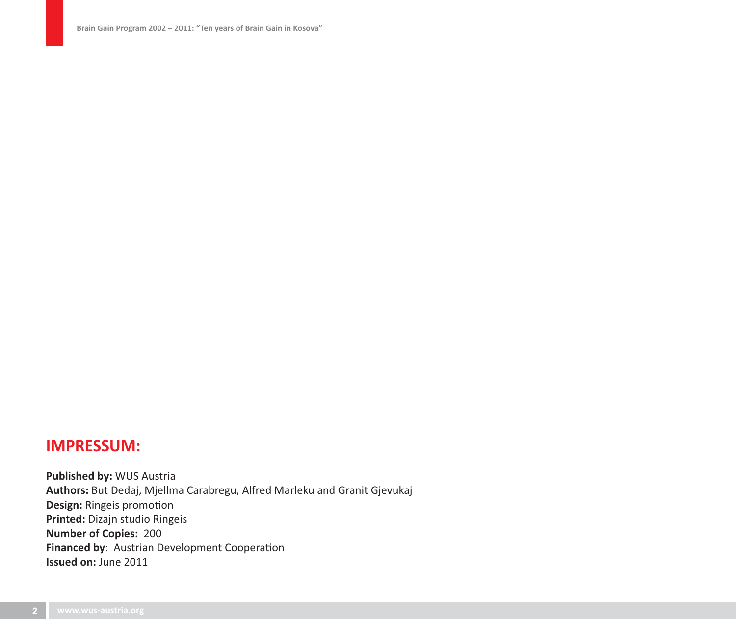## IMPRESSUM:

**Published by:** WUS Austria
**Authors:** But Dedaj, Mjellma Carabregu, Alfred Marleku and Granit Gjevukaj
**Design:** Ringeis promotion
**Printed:** Dizajn studio Ringeis
**Number of Copies:** 200
**Financed by**: Austrian Development Cooperation
**Issued on:** June 2011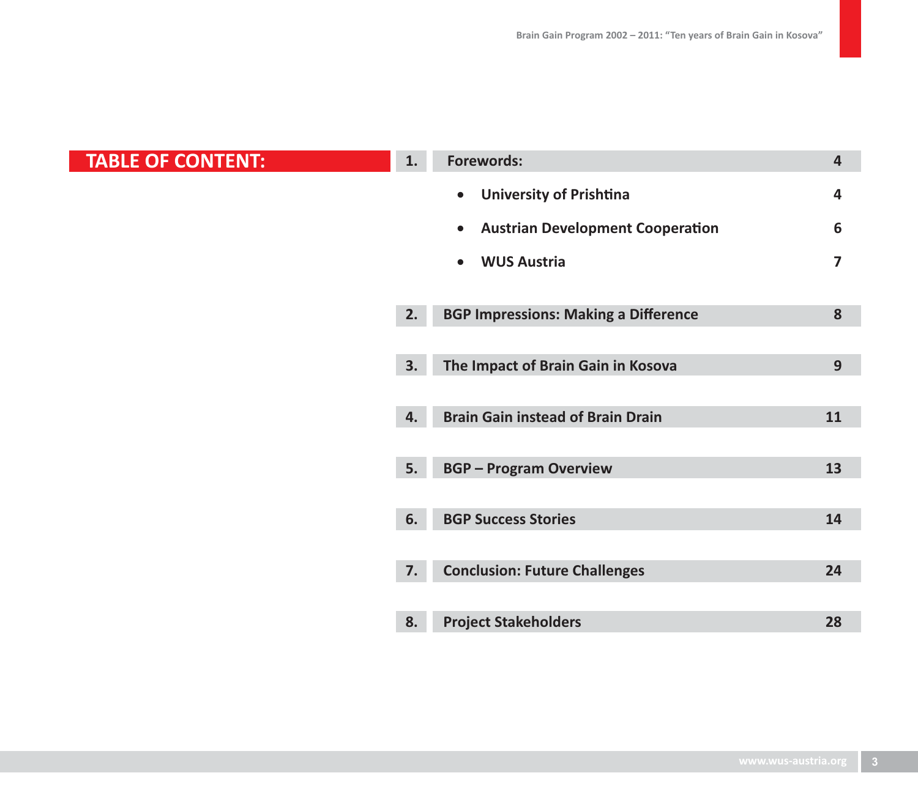# TABLE OF CONTENT:

1. **Forewords:** 4
   - **University of Prishtina** 4
   - **Austrian Development Cooperation** 6
   - **WUS Austria** 7
2. **BGP Impressions: Making a Difference** 8
3. **The Impact of Brain Gain in Kosova** 9
4. **Brain Gain instead of Brain Drain** 11
5. **BGP – Program Overview** 13
6. **BGP Success Stories** 14
7. **Conclusion: Future Challenges** 24
8. **Project Stakeholders** 28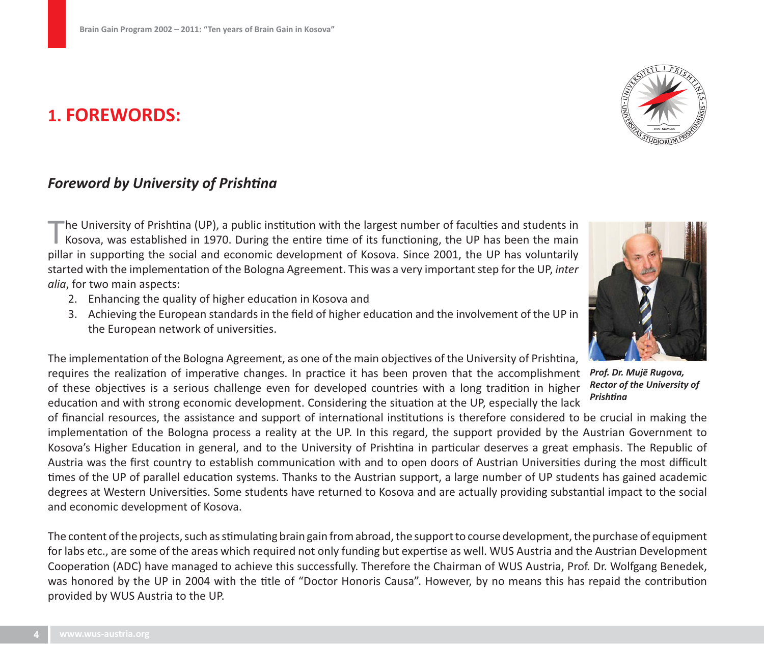# 1. FOREWORDS:

## *Foreword by University of Prishtina*

The University of Prishtina (UP), a public institution with the largest number of faculties and students in Kosova, was established in 1970. During the entire time of its functioning, the UP has been the main pillar in supporting the social and economic development of Kosova. Since 2001, the UP has voluntarily started with the implementation of the Bologna Agreement. This was a very important step for the UP, *inter alia*, for two main aspects:

2. Enhancing the quality of higher education in Kosova and
3. Achieving the European standards in the field of higher education and the involvement of the UP in the European network of universities.

***Prof. Dr. Mujë Rugova, Rector of the University of Prishtina***

The implementation of the Bologna Agreement, as one of the main objectives of the University of Prishtina, requires the realization of imperative changes. In practice it has been proven that the accomplishment of these objectives is a serious challenge even for developed countries with a long tradition in higher education and with strong economic development. Considering the situation at the UP, especially the lack of financial resources, the assistance and support of international institutions is therefore considered to be crucial in making the implementation of the Bologna process a reality at the UP. In this regard, the support provided by the Austrian Government to Kosova's Higher Education in general, and to the University of Prishtina in particular deserves a great emphasis. The Republic of Austria was the first country to establish communication with and to open doors of Austrian Universities during the most difficult times of the UP of parallel education systems. Thanks to the Austrian support, a large number of UP students has gained academic degrees at Western Universities. Some students have returned to Kosova and are actually providing substantial impact to the social and economic development of Kosova.

The content of the projects, such as stimulating brain gain from abroad, the support to course development, the purchase of equipment for labs etc., are some of the areas which required not only funding but expertise as well. WUS Austria and the Austrian Development Cooperation (ADC) have managed to achieve this successfully. Therefore the Chairman of WUS Austria, Prof. Dr. Wolfgang Benedek, was honored by the UP in 2004 with the title of "Doctor Honoris Causa". However, by no means this has repaid the contribution provided by WUS Austria to the UP.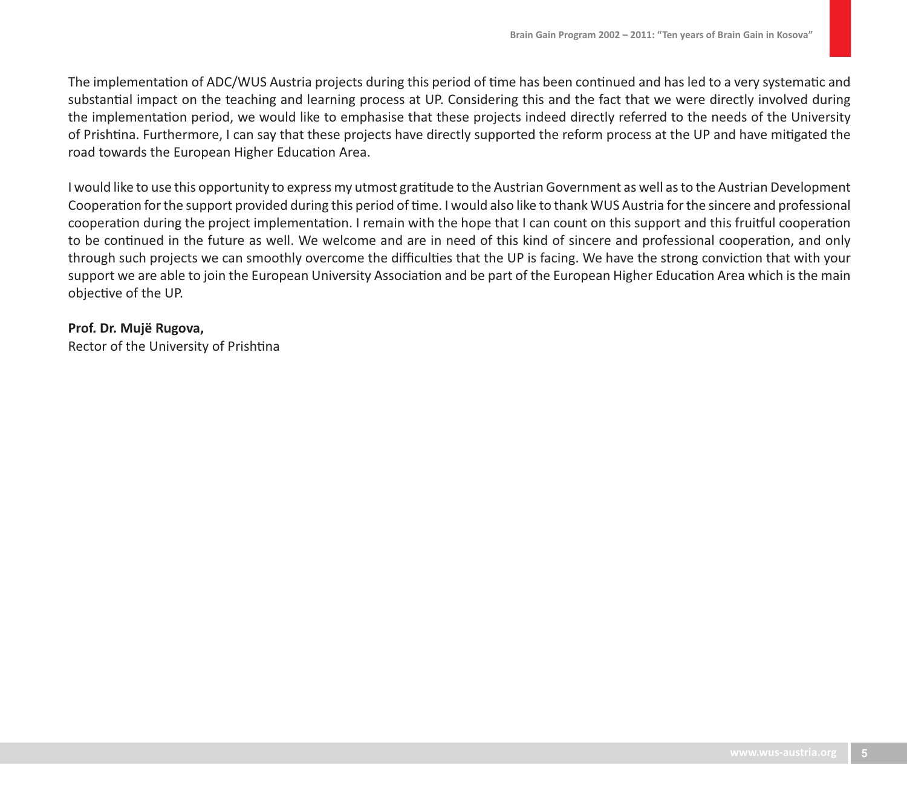The implementation of ADC/WUS Austria projects during this period of time has been continued and has led to a very systematic and substantial impact on the teaching and learning process at UP. Considering this and the fact that we were directly involved during the implementation period, we would like to emphasise that these projects indeed directly referred to the needs of the University of Prishtina. Furthermore, I can say that these projects have directly supported the reform process at the UP and have mitigated the road towards the European Higher Education Area.

I would like to use this opportunity to express my utmost gratitude to the Austrian Government as well as to the Austrian Development Cooperation for the support provided during this period of time. I would also like to thank WUS Austria for the sincere and professional cooperation during the project implementation. I remain with the hope that I can count on this support and this fruitful cooperation to be continued in the future as well. We welcome and are in need of this kind of sincere and professional cooperation, and only through such projects we can smoothly overcome the difficulties that the UP is facing. We have the strong conviction that with your support we are able to join the European University Association and be part of the European Higher Education Area which is the main objective of the UP.

**Prof. Dr. Mujë Rugova,**
Rector of the University of Prishtina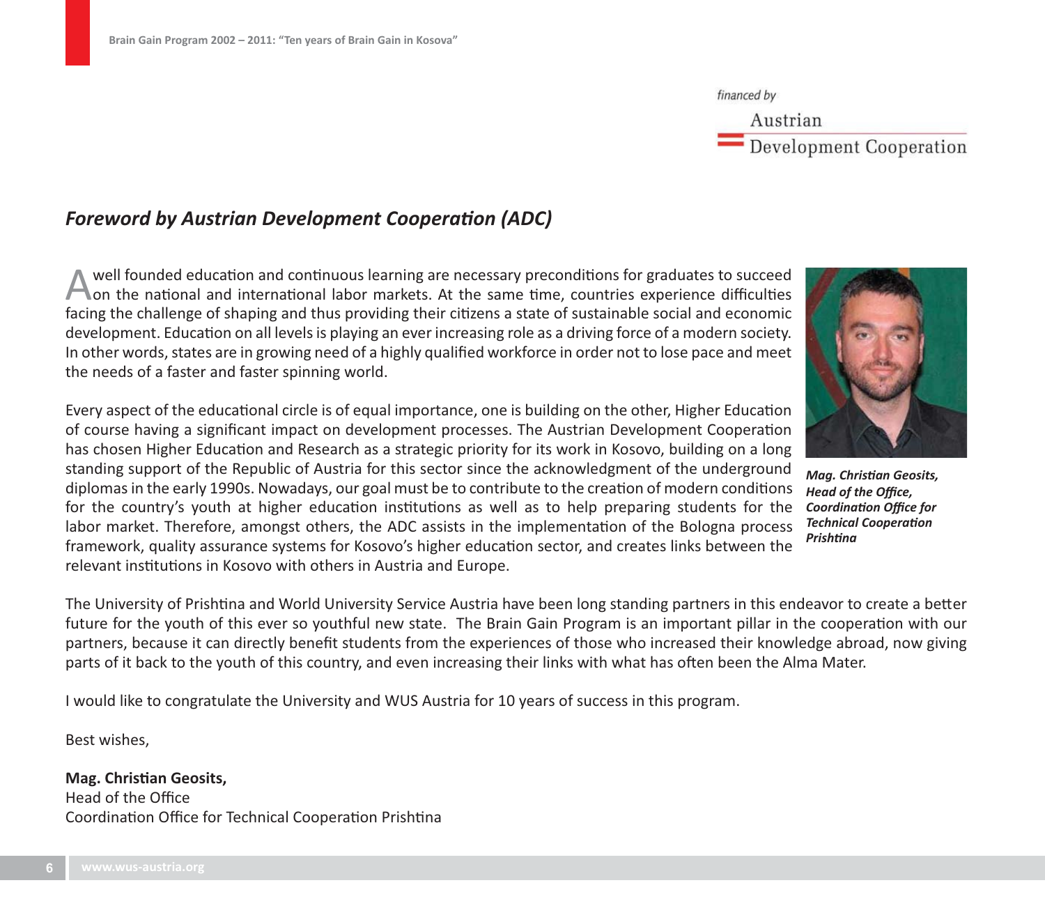financed by

Austrian Development Cooperation

## *Foreword by Austrian Development Cooperation (ADC)*

A well founded education and continuous learning are necessary preconditions for graduates to succeed on the national and international labor markets. At the same time, countries experience difficulties facing the challenge of shaping and thus providing their citizens a state of sustainable social and economic development. Education on all levels is playing an ever increasing role as a driving force of a modern society. In other words, states are in growing need of a highly qualified workforce in order not to lose pace and meet the needs of a faster and faster spinning world.

Every aspect of the educational circle is of equal importance, one is building on the other, Higher Education of course having a significant impact on development processes. The Austrian Development Cooperation has chosen Higher Education and Research as a strategic priority for its work in Kosovo, building on a long standing support of the Republic of Austria for this sector since the acknowledgment of the underground diplomas in the early 1990s. Nowadays, our goal must be to contribute to the creation of modern conditions for the country's youth at higher education institutions as well as to help preparing students for the labor market. Therefore, amongst others, the ADC assists in the implementation of the Bologna process framework, quality assurance systems for Kosovo's higher education sector, and creates links between the relevant institutions in Kosovo with others in Austria and Europe.

***Mag. Christian Geosits, Head of the Office, Coordination Office for Technical Cooperation Prishtina***

The University of Prishtina and World University Service Austria have been long standing partners in this endeavor to create a better future for the youth of this ever so youthful new state. The Brain Gain Program is an important pillar in the cooperation with our partners, because it can directly benefit students from the experiences of those who increased their knowledge abroad, now giving parts of it back to the youth of this country, and even increasing their links with what has often been the Alma Mater.

I would like to congratulate the University and WUS Austria for 10 years of success in this program.

Best wishes,

**Mag. Christian Geosits,**
Head of the Office
Coordination Office for Technical Cooperation Prishtina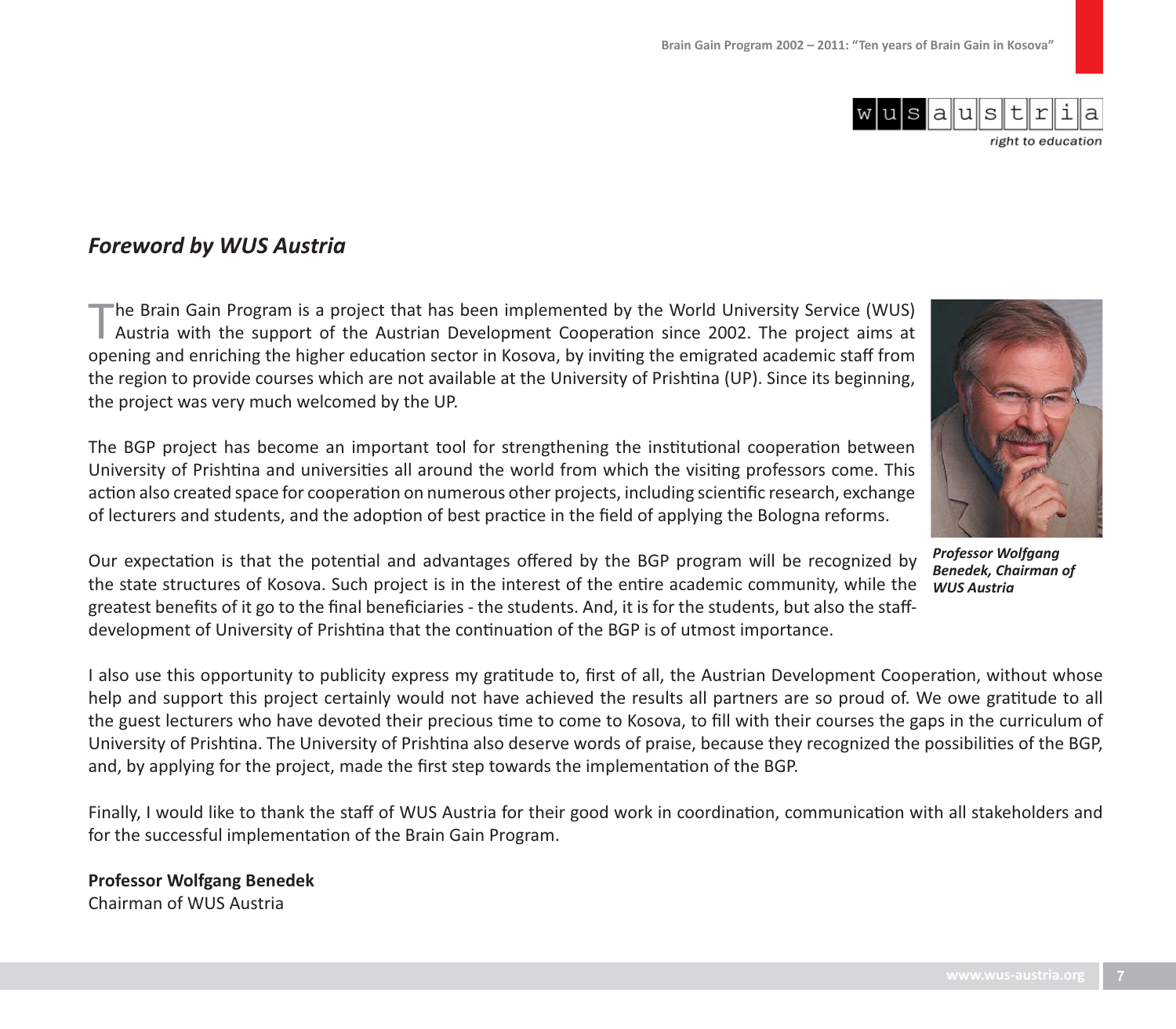## *Foreword by WUS Austria*

The Brain Gain Program is a project that has been implemented by the World University Service (WUS) Austria with the support of the Austrian Development Cooperation since 2002. The project aims at opening and enriching the higher education sector in Kosova, by inviting the emigrated academic staff from the region to provide courses which are not available at the University of Prishtina (UP). Since its beginning, the project was very much welcomed by the UP.

The BGP project has become an important tool for strengthening the institutional cooperation between University of Prishtina and universities all around the world from which the visiting professors come. This action also created space for cooperation on numerous other projects, including scientific research, exchange of lecturers and students, and the adoption of best practice in the field of applying the Bologna reforms.

*Professor Wolfgang Benedek, Chairman of WUS Austria*

Our expectation is that the potential and advantages offered by the BGP program will be recognized by the state structures of Kosova. Such project is in the interest of the entire academic community, while the greatest benefits of it go to the final beneficiaries - the students. And, it is for the students, but also the staff-development of University of Prishtina that the continuation of the BGP is of utmost importance.

I also use this opportunity to publicity express my gratitude to, first of all, the Austrian Development Cooperation, without whose help and support this project certainly would not have achieved the results all partners are so proud of. We owe gratitude to all the guest lecturers who have devoted their precious time to come to Kosova, to fill with their courses the gaps in the curriculum of University of Prishtina. The University of Prishtina also deserve words of praise, because they recognized the possibilities of the BGP, and, by applying for the project, made the first step towards the implementation of the BGP.

Finally, I would like to thank the staff of WUS Austria for their good work in coordination, communication with all stakeholders and for the successful implementation of the Brain Gain Program.

**Professor Wolfgang Benedek**
Chairman of WUS Austria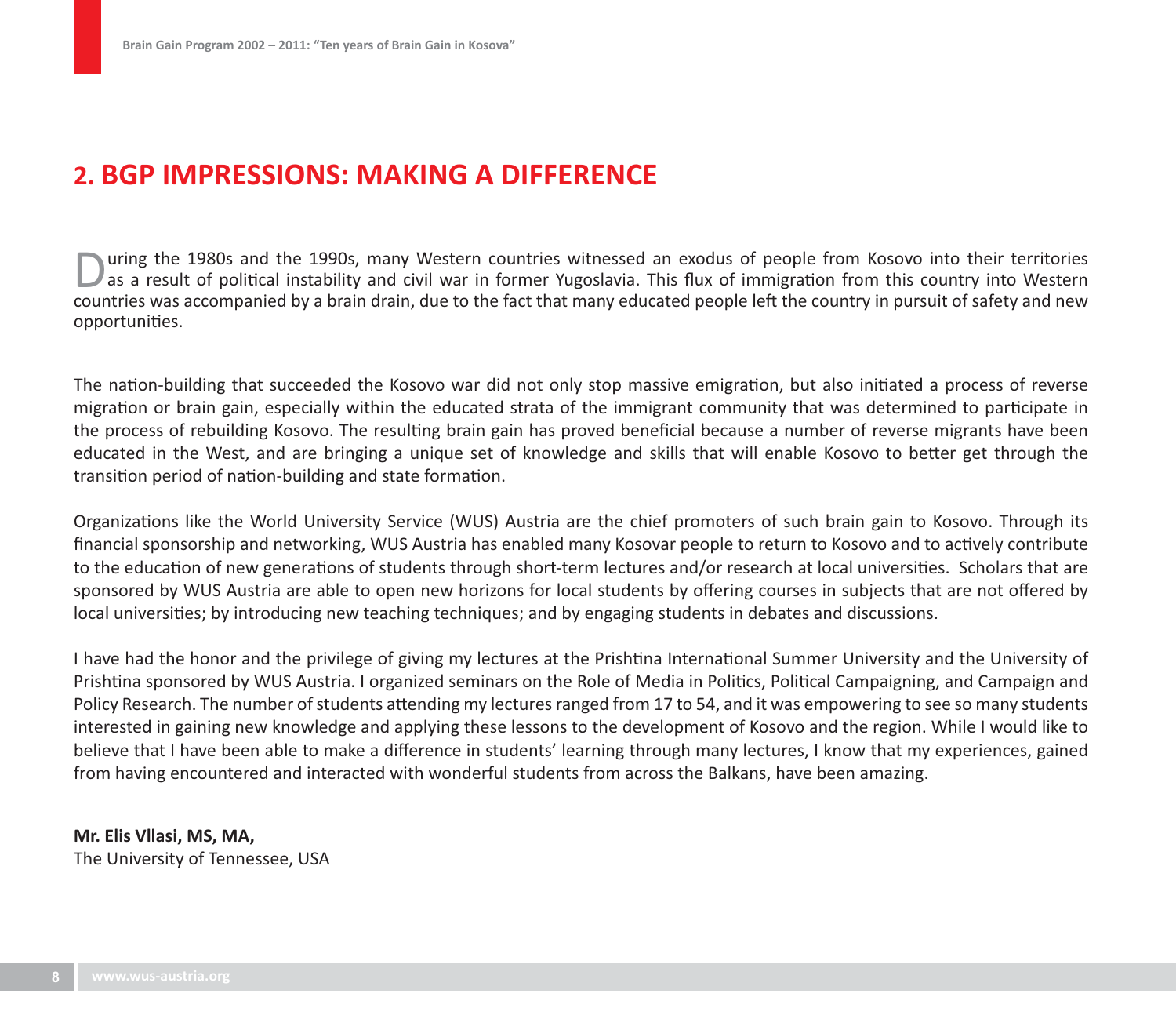## 2. BGP IMPRESSIONS: MAKING A DIFFERENCE

During the 1980s and the 1990s, many Western countries witnessed an exodus of people from Kosovo into their territories as a result of political instability and civil war in former Yugoslavia. This flux of immigration from this country into Western countries was accompanied by a brain drain, due to the fact that many educated people left the country in pursuit of safety and new opportunities.

The nation-building that succeeded the Kosovo war did not only stop massive emigration, but also initiated a process of reverse migration or brain gain, especially within the educated strata of the immigrant community that was determined to participate in the process of rebuilding Kosovo. The resulting brain gain has proved beneficial because a number of reverse migrants have been educated in the West, and are bringing a unique set of knowledge and skills that will enable Kosovo to better get through the transition period of nation-building and state formation.

Organizations like the World University Service (WUS) Austria are the chief promoters of such brain gain to Kosovo. Through its financial sponsorship and networking, WUS Austria has enabled many Kosovar people to return to Kosovo and to actively contribute to the education of new generations of students through short-term lectures and/or research at local universities. Scholars that are sponsored by WUS Austria are able to open new horizons for local students by offering courses in subjects that are not offered by local universities; by introducing new teaching techniques; and by engaging students in debates and discussions.

I have had the honor and the privilege of giving my lectures at the Prishtina International Summer University and the University of Prishtina sponsored by WUS Austria. I organized seminars on the Role of Media in Politics, Political Campaigning, and Campaign and Policy Research. The number of students attending my lectures ranged from 17 to 54, and it was empowering to see so many students interested in gaining new knowledge and applying these lessons to the development of Kosovo and the region. While I would like to believe that I have been able to make a difference in students' learning through many lectures, I know that my experiences, gained from having encountered and interacted with wonderful students from across the Balkans, have been amazing.

**Mr. Elis Vllasi, MS, MA,**
The University of Tennessee, USA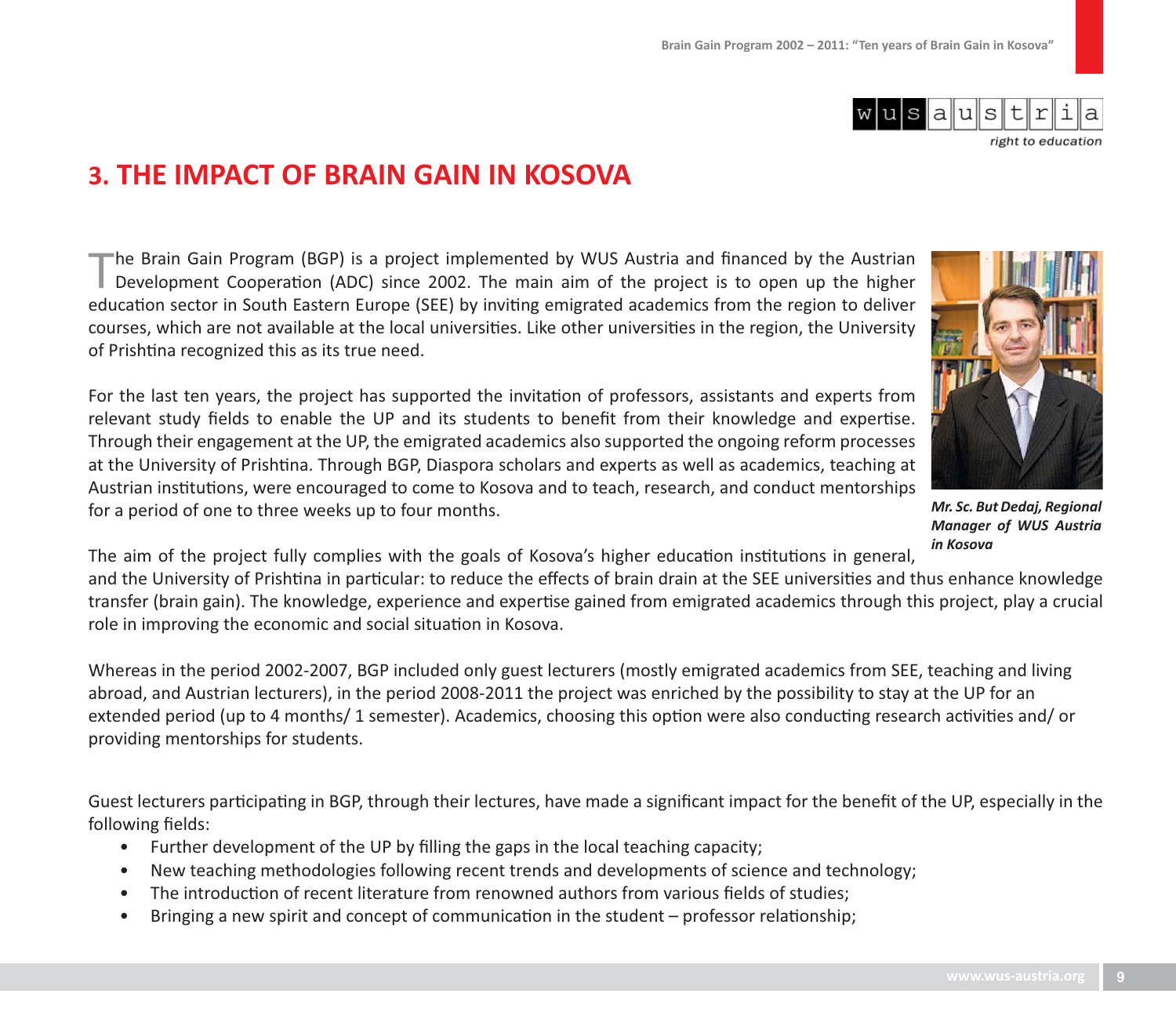# 3. THE IMPACT OF BRAIN GAIN IN KOSOVA

The Brain Gain Program (BGP) is a project implemented by WUS Austria and financed by the Austrian Development Cooperation (ADC) since 2002. The main aim of the project is to open up the higher education sector in South Eastern Europe (SEE) by inviting emigrated academics from the region to deliver courses, which are not available at the local universities. Like other universities in the region, the University of Prishtina recognized this as its true need.

For the last ten years, the project has supported the invitation of professors, assistants and experts from relevant study fields to enable the UP and its students to benefit from their knowledge and expertise. Through their engagement at the UP, the emigrated academics also supported the ongoing reform processes at the University of Prishtina. Through BGP, Diaspora scholars and experts as well as academics, teaching at Austrian institutions, were encouraged to come to Kosova and to teach, research, and conduct mentorships for a period of one to three weeks up to four months.

*Mr. Sc. But Dedaj, Regional Manager of WUS Austria in Kosova*

The aim of the project fully complies with the goals of Kosova's higher education institutions in general, and the University of Prishtina in particular: to reduce the effects of brain drain at the SEE universities and thus enhance knowledge transfer (brain gain). The knowledge, experience and expertise gained from emigrated academics through this project, play a crucial role in improving the economic and social situation in Kosova.

Whereas in the period 2002-2007, BGP included only guest lecturers (mostly emigrated academics from SEE, teaching and living abroad, and Austrian lecturers), in the period 2008-2011 the project was enriched by the possibility to stay at the UP for an extended period (up to 4 months/ 1 semester). Academics, choosing this option were also conducting research activities and/ or providing mentorships for students.

Guest lecturers participating in BGP, through their lectures, have made a significant impact for the benefit of the UP, especially in the following fields:

- Further development of the UP by filling the gaps in the local teaching capacity;
- New teaching methodologies following recent trends and developments of science and technology;
- The introduction of recent literature from renowned authors from various fields of studies;
- Bringing a new spirit and concept of communication in the student – professor relationship;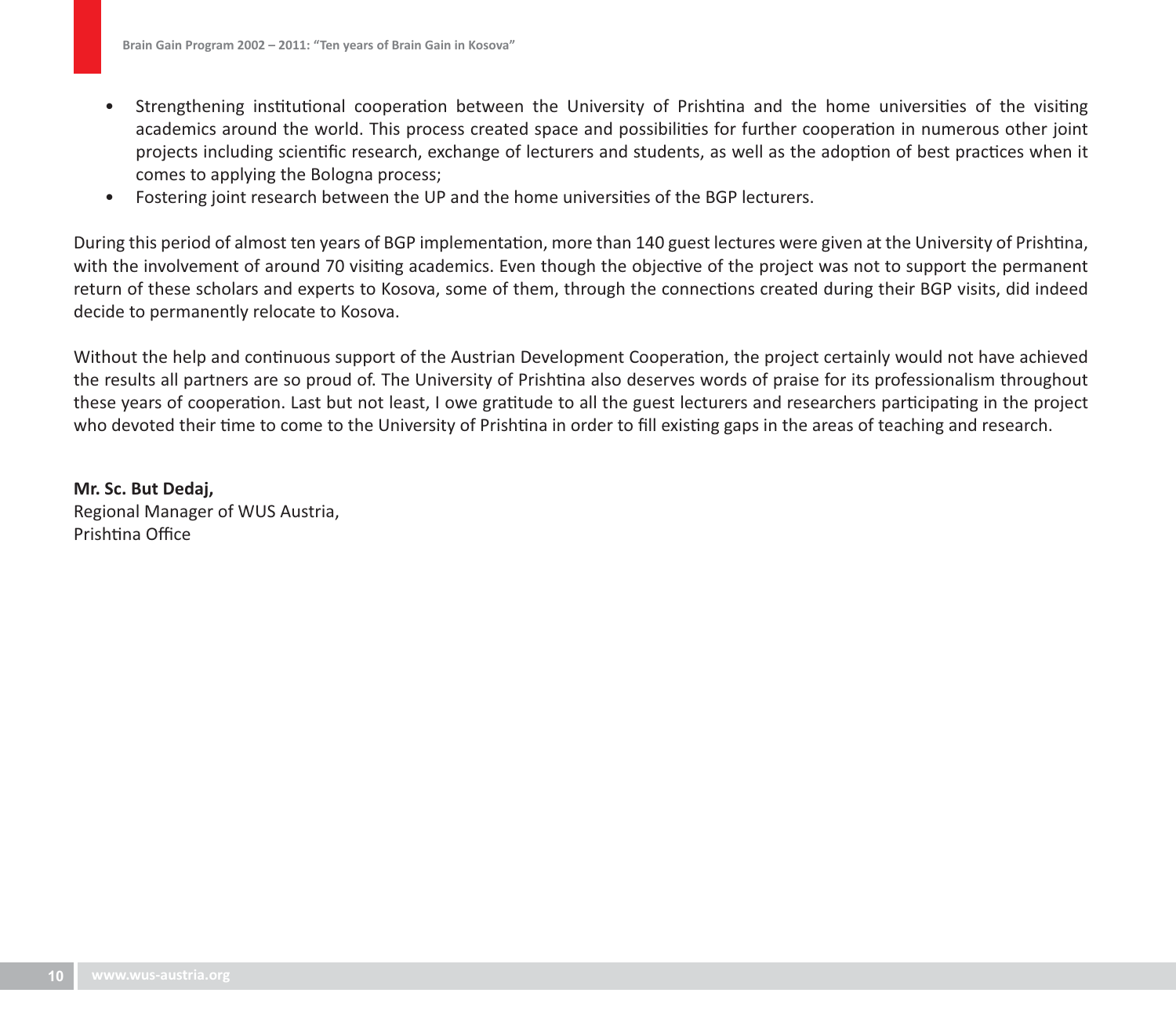- Strengthening institutional cooperation between the University of Prishtina and the home universities of the visiting academics around the world. This process created space and possibilities for further cooperation in numerous other joint projects including scientific research, exchange of lecturers and students, as well as the adoption of best practices when it comes to applying the Bologna process;
- Fostering joint research between the UP and the home universities of the BGP lecturers.

During this period of almost ten years of BGP implementation, more than 140 guest lectures were given at the University of Prishtina, with the involvement of around 70 visiting academics. Even though the objective of the project was not to support the permanent return of these scholars and experts to Kosova, some of them, through the connections created during their BGP visits, did indeed decide to permanently relocate to Kosova.

Without the help and continuous support of the Austrian Development Cooperation, the project certainly would not have achieved the results all partners are so proud of. The University of Prishtina also deserves words of praise for its professionalism throughout these years of cooperation. Last but not least, I owe gratitude to all the guest lecturers and researchers participating in the project who devoted their time to come to the University of Prishtina in order to fill existing gaps in the areas of teaching and research.

**Mr. Sc. But Dedaj,**
Regional Manager of WUS Austria,
Prishtina Office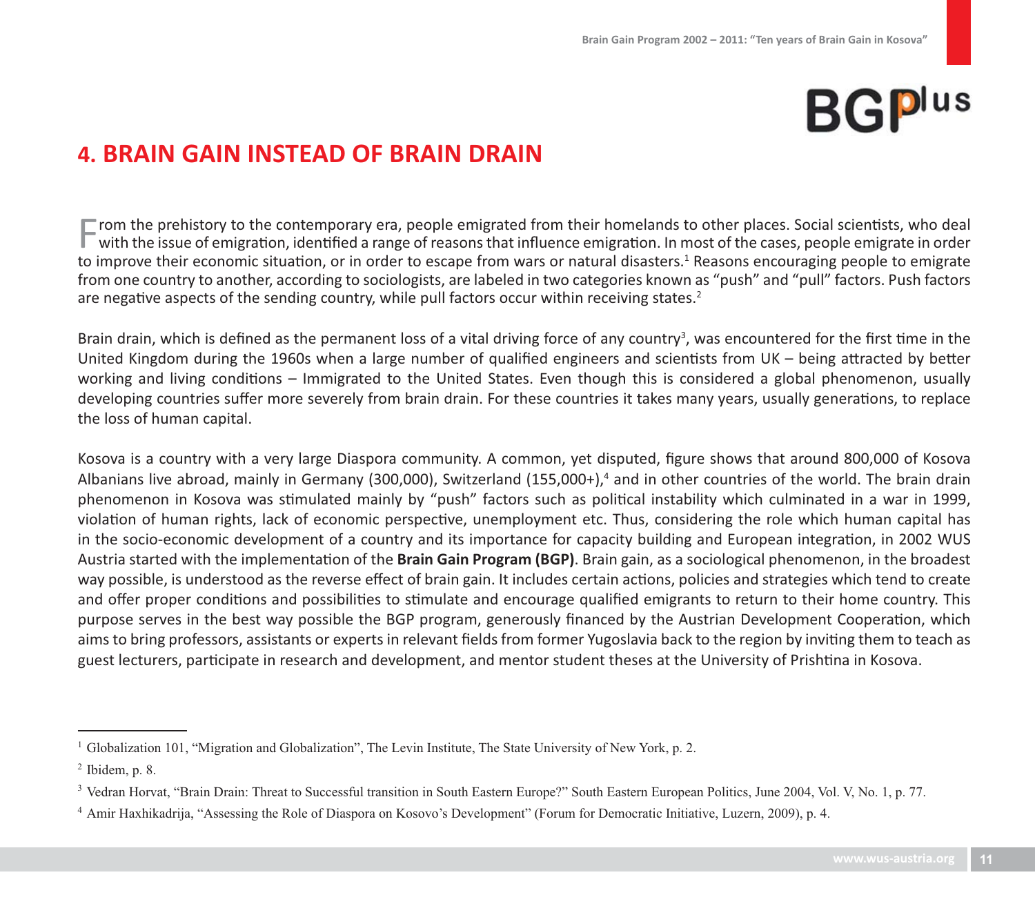## 4. BRAIN GAIN INSTEAD OF BRAIN DRAIN

From the prehistory to the contemporary era, people emigrated from their homelands to other places. Social scientists, who deal with the issue of emigration, identified a range of reasons that influence emigration. In most of the cases, people emigrate in order to improve their economic situation, or in order to escape from wars or natural disasters.[1] Reasons encouraging people to emigrate from one country to another, according to sociologists, are labeled in two categories known as "push" and "pull" factors. Push factors are negative aspects of the sending country, while pull factors occur within receiving states.[2]

Brain drain, which is defined as the permanent loss of a vital driving force of any country[3], was encountered for the first time in the United Kingdom during the 1960s when a large number of qualified engineers and scientists from UK – being attracted by better working and living conditions – Immigrated to the United States. Even though this is considered a global phenomenon, usually developing countries suffer more severely from brain drain. For these countries it takes many years, usually generations, to replace the loss of human capital.

Kosova is a country with a very large Diaspora community. A common, yet disputed, figure shows that around 800,000 of Kosova Albanians live abroad, mainly in Germany (300,000), Switzerland (155,000+),[4] and in other countries of the world. The brain drain phenomenon in Kosova was stimulated mainly by "push" factors such as political instability which culminated in a war in 1999, violation of human rights, lack of economic perspective, unemployment etc. Thus, considering the role which human capital has in the socio-economic development of a country and its importance for capacity building and European integration, in 2002 WUS Austria started with the implementation of the **Brain Gain Program (BGP)**. Brain gain, as a sociological phenomenon, in the broadest way possible, is understood as the reverse effect of brain gain. It includes certain actions, policies and strategies which tend to create and offer proper conditions and possibilities to stimulate and encourage qualified emigrants to return to their home country. This purpose serves in the best way possible the BGP program, generously financed by the Austrian Development Cooperation, which aims to bring professors, assistants or experts in relevant fields from former Yugoslavia back to the region by inviting them to teach as guest lecturers, participate in research and development, and mentor student theses at the University of Prishtina in Kosova.

---

[1] Globalization 101, "Migration and Globalization", The Levin Institute, The State University of New York, p. 2.

[2] Ibidem, p. 8.

[3] Vedran Horvat, "Brain Drain: Threat to Successful transition in South Eastern Europe?" South Eastern European Politics, June 2004, Vol. V, No. 1, p. 77.

[4] Amir Haxhikadrija, "Assessing the Role of Diaspora on Kosovo's Development" (Forum for Democratic Initiative, Luzern, 2009), p. 4.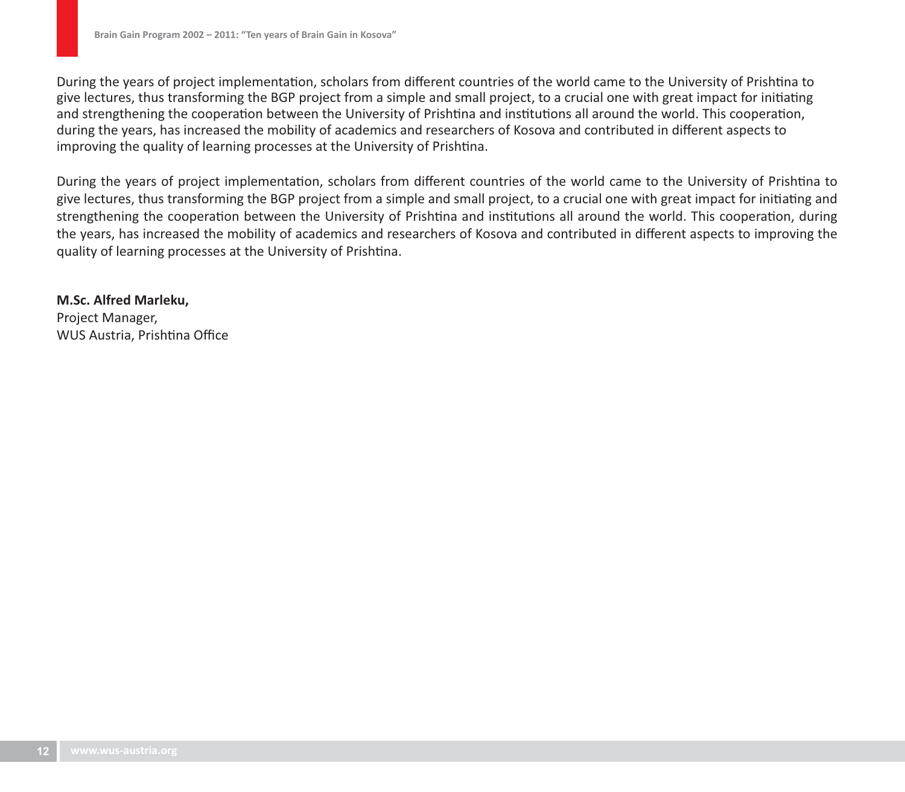During the years of project implementation, scholars from different countries of the world came to the University of Prishtina to give lectures, thus transforming the BGP project from a simple and small project, to a crucial one with great impact for initiating and strengthening the cooperation between the University of Prishtina and institutions all around the world. This cooperation, during the years, has increased the mobility of academics and researchers of Kosova and contributed in different aspects to improving the quality of learning processes at the University of Prishtina.

During the years of project implementation, scholars from different countries of the world came to the University of Prishtina to give lectures, thus transforming the BGP project from a simple and small project, to a crucial one with great impact for initiating and strengthening the cooperation between the University of Prishtina and institutions all around the world. This cooperation, during the years, has increased the mobility of academics and researchers of Kosova and contributed in different aspects to improving the quality of learning processes at the University of Prishtina.

**M.Sc. Alfred Marleku,**
Project Manager,
WUS Austria, Prishtina Office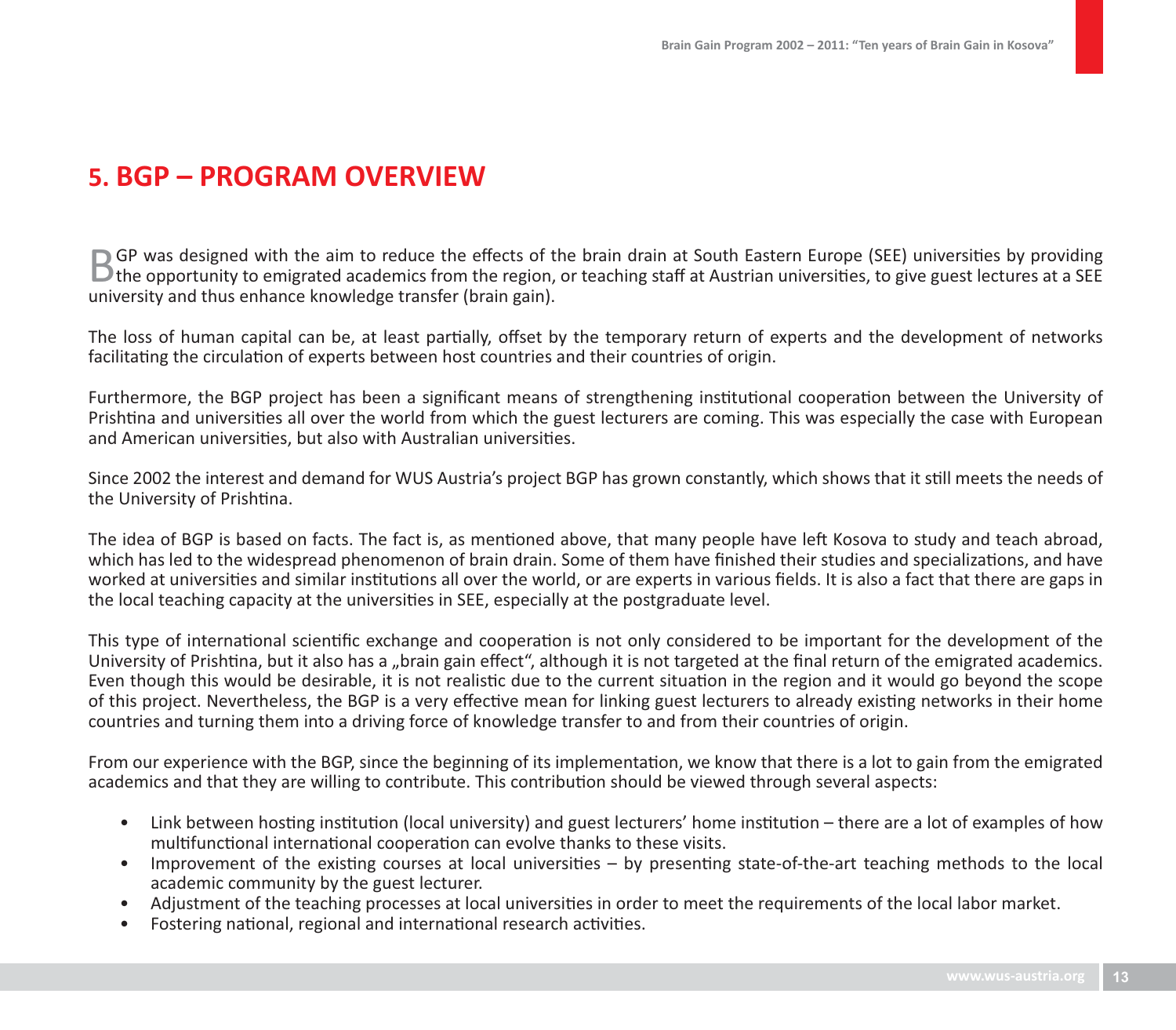# 5. BGP – PROGRAM OVERVIEW

BGP was designed with the aim to reduce the effects of the brain drain at South Eastern Europe (SEE) universities by providing the opportunity to emigrated academics from the region, or teaching staff at Austrian universities, to give guest lectures at a SEE university and thus enhance knowledge transfer (brain gain).

The loss of human capital can be, at least partially, offset by the temporary return of experts and the development of networks facilitating the circulation of experts between host countries and their countries of origin.

Furthermore, the BGP project has been a significant means of strengthening institutional cooperation between the University of Prishtina and universities all over the world from which the guest lecturers are coming. This was especially the case with European and American universities, but also with Australian universities.

Since 2002 the interest and demand for WUS Austria's project BGP has grown constantly, which shows that it still meets the needs of the University of Prishtina.

The idea of BGP is based on facts. The fact is, as mentioned above, that many people have left Kosova to study and teach abroad, which has led to the widespread phenomenon of brain drain. Some of them have finished their studies and specializations, and have worked at universities and similar institutions all over the world, or are experts in various fields. It is also a fact that there are gaps in the local teaching capacity at the universities in SEE, especially at the postgraduate level.

This type of international scientific exchange and cooperation is not only considered to be important for the development of the University of Prishtina, but it also has a „brain gain effect", although it is not targeted at the final return of the emigrated academics. Even though this would be desirable, it is not realistic due to the current situation in the region and it would go beyond the scope of this project. Nevertheless, the BGP is a very effective mean for linking guest lecturers to already existing networks in their home countries and turning them into a driving force of knowledge transfer to and from their countries of origin.

From our experience with the BGP, since the beginning of its implementation, we know that there is a lot to gain from the emigrated academics and that they are willing to contribute. This contribution should be viewed through several aspects:

- Link between hosting institution (local university) and guest lecturers' home institution – there are a lot of examples of how multifunctional international cooperation can evolve thanks to these visits.
- Improvement of the existing courses at local universities – by presenting state-of-the-art teaching methods to the local academic community by the guest lecturer.
- Adjustment of the teaching processes at local universities in order to meet the requirements of the local labor market.
- Fostering national, regional and international research activities.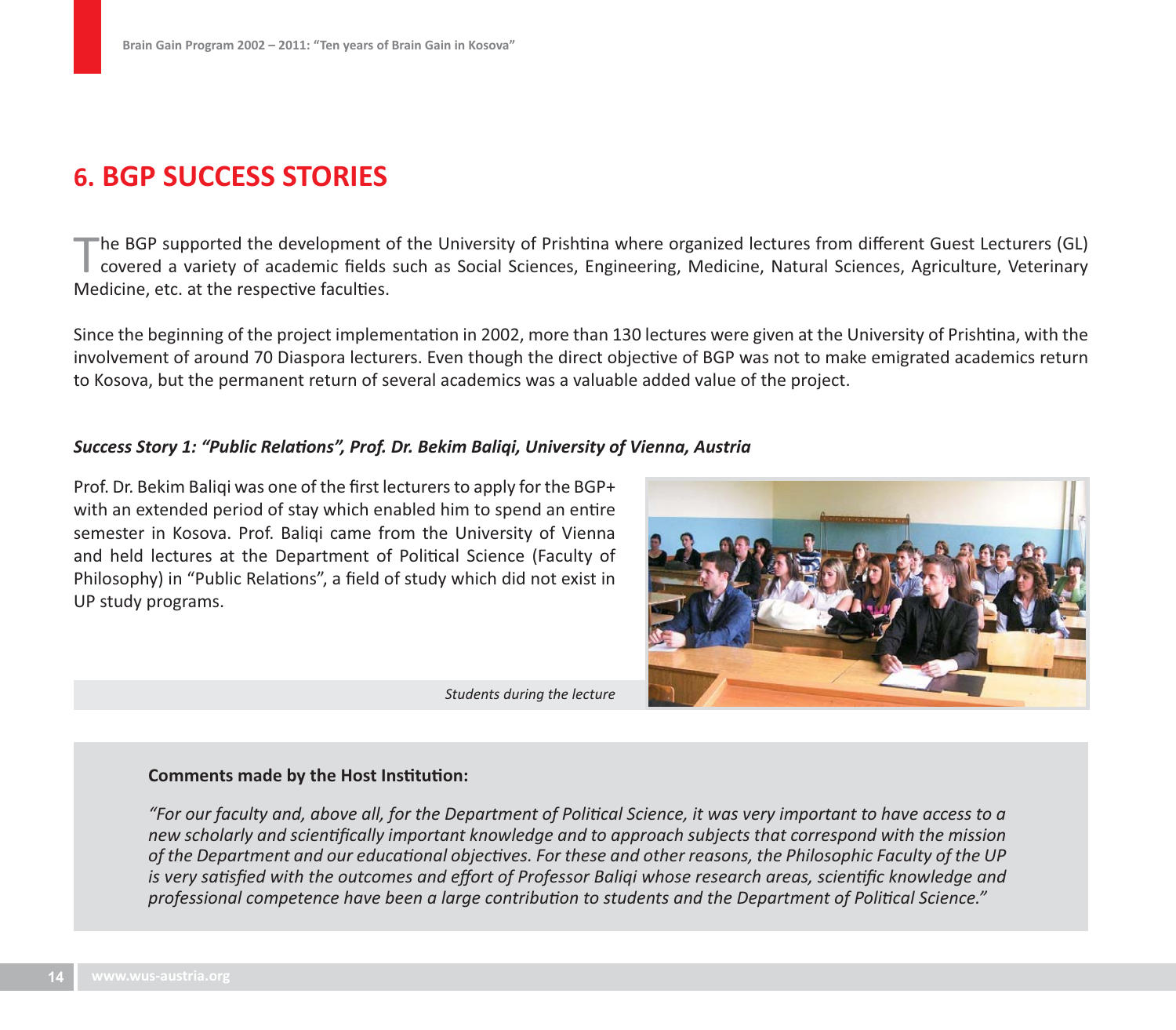# 6. BGP SUCCESS STORIES

The BGP supported the development of the University of Prishtina where organized lectures from different Guest Lecturers (GL) covered a variety of academic fields such as Social Sciences, Engineering, Medicine, Natural Sciences, Agriculture, Veterinary Medicine, etc. at the respective faculties.

Since the beginning of the project implementation in 2002, more than 130 lectures were given at the University of Prishtina, with the involvement of around 70 Diaspora lecturers. Even though the direct objective of BGP was not to make emigrated academics return to Kosova, but the permanent return of several academics was a valuable added value of the project.

***Success Story 1: "Public Relations", Prof. Dr. Bekim Baliqi, University of Vienna, Austria***

Prof. Dr. Bekim Baliqi was one of the first lecturers to apply for the BGP+ with an extended period of stay which enabled him to spend an entire semester in Kosova. Prof. Baliqi came from the University of Vienna and held lectures at the Department of Political Science (Faculty of Philosophy) in "Public Relations", a field of study which did not exist in UP study programs.

*Students during the lecture*

**Comments made by the Host Institution:**

*"For our faculty and, above all, for the Department of Political Science, it was very important to have access to a new scholarly and scientifically important knowledge and to approach subjects that correspond with the mission of the Department and our educational objectives. For these and other reasons, the Philosophic Faculty of the UP is very satisfied with the outcomes and effort of Professor Baliqi whose research areas, scientific knowledge and professional competence have been a large contribution to students and the Department of Political Science."*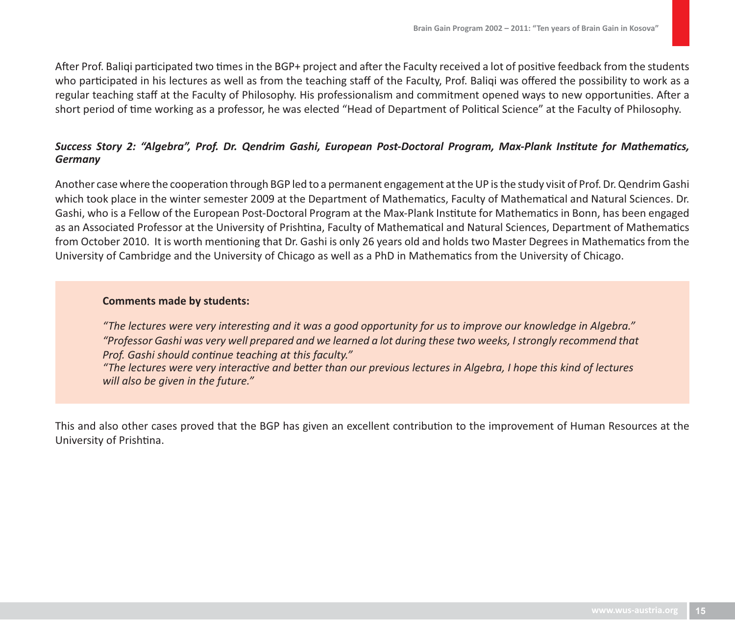After Prof. Baliqi participated two times in the BGP+ project and after the Faculty received a lot of positive feedback from the students who participated in his lectures as well as from the teaching staff of the Faculty, Prof. Baliqi was offered the possibility to work as a regular teaching staff at the Faculty of Philosophy. His professionalism and commitment opened ways to new opportunities. After a short period of time working as a professor, he was elected "Head of Department of Political Science" at the Faculty of Philosophy.

***Success Story 2: "Algebra", Prof. Dr. Qendrim Gashi, European Post-Doctoral Program, Max-Plank Institute for Mathematics, Germany***

Another case where the cooperation through BGP led to a permanent engagement at the UP is the study visit of Prof. Dr. Qendrim Gashi which took place in the winter semester 2009 at the Department of Mathematics, Faculty of Mathematical and Natural Sciences. Dr. Gashi, who is a Fellow of the European Post-Doctoral Program at the Max-Plank Institute for Mathematics in Bonn, has been engaged as an Associated Professor at the University of Prishtina, Faculty of Mathematical and Natural Sciences, Department of Mathematics from October 2010. It is worth mentioning that Dr. Gashi is only 26 years old and holds two Master Degrees in Mathematics from the University of Cambridge and the University of Chicago as well as a PhD in Mathematics from the University of Chicago.

**Comments made by students:**

*"The lectures were very interesting and it was a good opportunity for us to improve our knowledge in Algebra."*
*"Professor Gashi was very well prepared and we learned a lot during these two weeks, I strongly recommend that Prof. Gashi should continue teaching at this faculty."*
*"The lectures were very interactive and better than our previous lectures in Algebra, I hope this kind of lectures will also be given in the future."*

This and also other cases proved that the BGP has given an excellent contribution to the improvement of Human Resources at the University of Prishtina.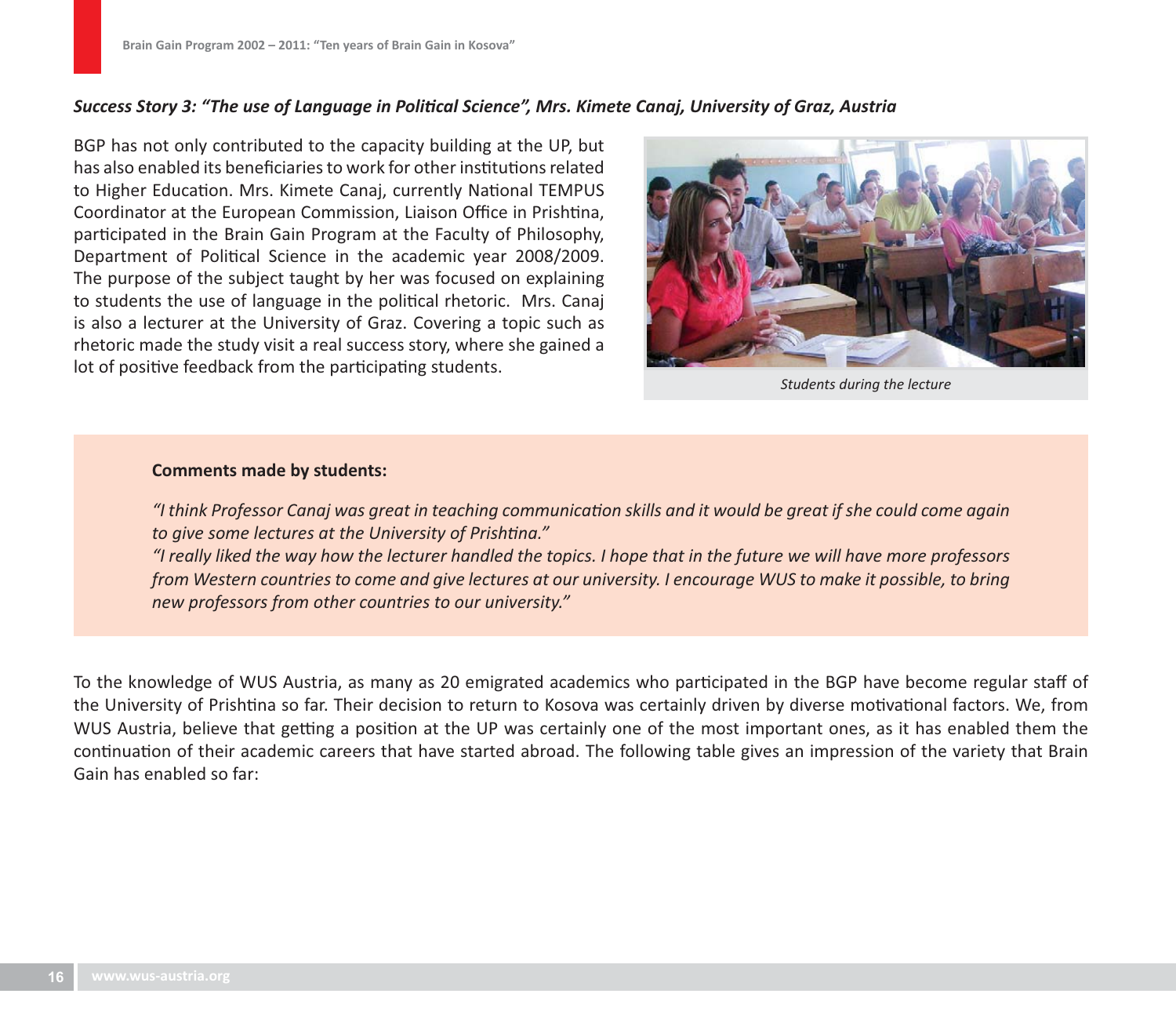***Success Story 3: "The use of Language in Political Science", Mrs. Kimete Canaj, University of Graz, Austria***

BGP has not only contributed to the capacity building at the UP, but has also enabled its beneficiaries to work for other institutions related to Higher Education. Mrs. Kimete Canaj, currently National TEMPUS Coordinator at the European Commission, Liaison Office in Prishtina, participated in the Brain Gain Program at the Faculty of Philosophy, Department of Political Science in the academic year 2008/2009. The purpose of the subject taught by her was focused on explaining to students the use of language in the political rhetoric. Mrs. Canaj is also a lecturer at the University of Graz. Covering a topic such as rhetoric made the study visit a real success story, where she gained a lot of positive feedback from the participating students.

*Students during the lecture*

**Comments made by students:**

*"I think Professor Canaj was great in teaching communication skills and it would be great if she could come again to give some lectures at the University of Prishtina."*

*"I really liked the way how the lecturer handled the topics. I hope that in the future we will have more professors from Western countries to come and give lectures at our university. I encourage WUS to make it possible, to bring new professors from other countries to our university."*

To the knowledge of WUS Austria, as many as 20 emigrated academics who participated in the BGP have become regular staff of the University of Prishtina so far. Their decision to return to Kosova was certainly driven by diverse motivational factors. We, from WUS Austria, believe that getting a position at the UP was certainly one of the most important ones, as it has enabled them the continuation of their academic careers that have started abroad. The following table gives an impression of the variety that Brain Gain has enabled so far: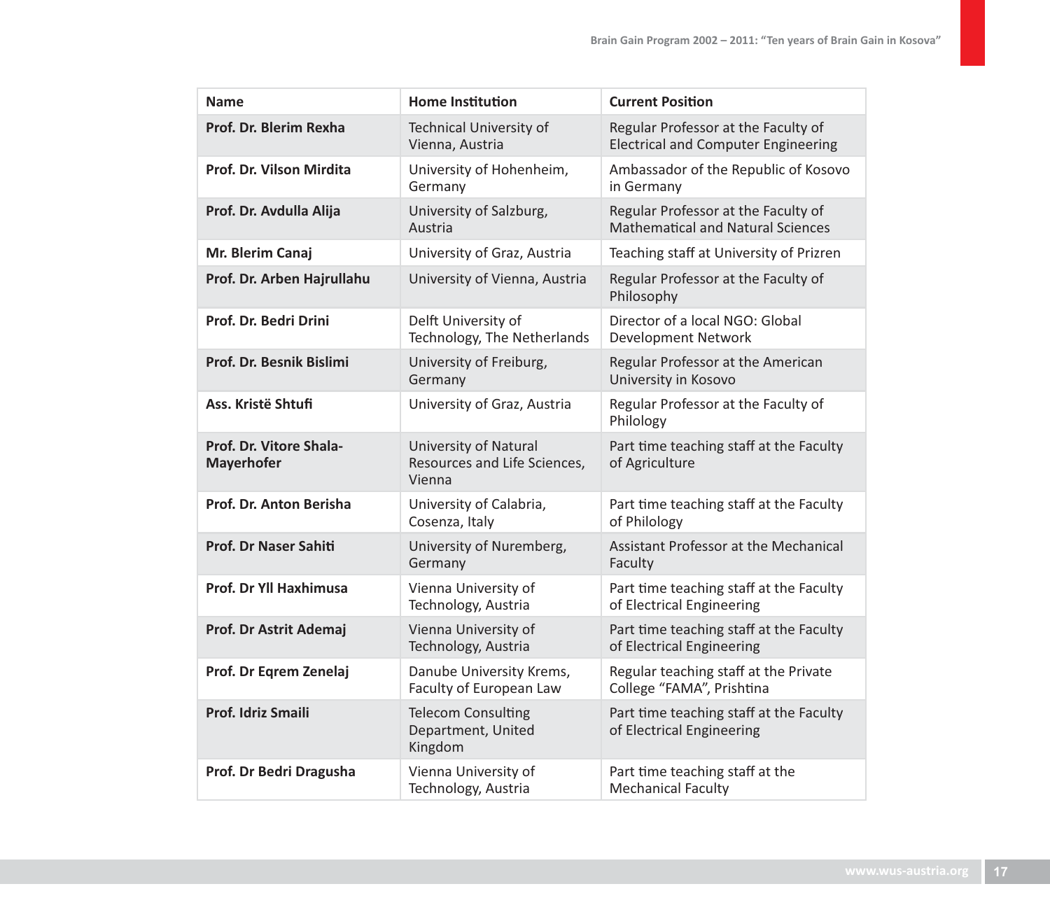| Name | Home Institution | Current Position |
|---|---|---|
| **Prof. Dr. Blerim Rexha** | Technical University of Vienna, Austria | Regular Professor at the Faculty of Electrical and Computer Engineering |
| **Prof. Dr. Vilson Mirdita** | University of Hohenheim, Germany | Ambassador of the Republic of Kosovo in Germany |
| **Prof. Dr. Avdulla Alija** | University of Salzburg, Austria | Regular Professor at the Faculty of Mathematical and Natural Sciences |
| **Mr. Blerim Canaj** | University of Graz, Austria | Teaching staff at University of Prizren |
| **Prof. Dr. Arben Hajrullahu** | University of Vienna, Austria | Regular Professor at the Faculty of Philosophy |
| **Prof. Dr. Bedri Drini** | Delft University of Technology, The Netherlands | Director of a local NGO: Global Development Network |
| **Prof. Dr. Besnik Bislimi** | University of Freiburg, Germany | Regular Professor at the American University in Kosovo |
| **Ass. Kristë Shtufi** | University of Graz, Austria | Regular Professor at the Faculty of Philology |
| **Prof. Dr. Vitore Shala-Mayerhofer** | University of Natural Resources and Life Sciences, Vienna | Part time teaching staff at the Faculty of Agriculture |
| **Prof. Dr. Anton Berisha** | University of Calabria, Cosenza, Italy | Part time teaching staff at the Faculty of Philology |
| **Prof. Dr Naser Sahiti** | University of Nuremberg, Germany | Assistant Professor at the Mechanical Faculty |
| **Prof. Dr Yll Haxhimusa** | Vienna University of Technology, Austria | Part time teaching staff at the Faculty of Electrical Engineering |
| **Prof. Dr Astrit Ademaj** | Vienna University of Technology, Austria | Part time teaching staff at the Faculty of Electrical Engineering |
| **Prof. Dr Eqrem Zenelaj** | Danube University Krems, Faculty of European Law | Regular teaching staff at the Private College "FAMA", Prishtina |
| **Prof. Idriz Smaili** | Telecom Consulting Department, United Kingdom | Part time teaching staff at the Faculty of Electrical Engineering |
| **Prof. Dr Bedri Dragusha** | Vienna University of Technology, Austria | Part time teaching staff at the Mechanical Faculty |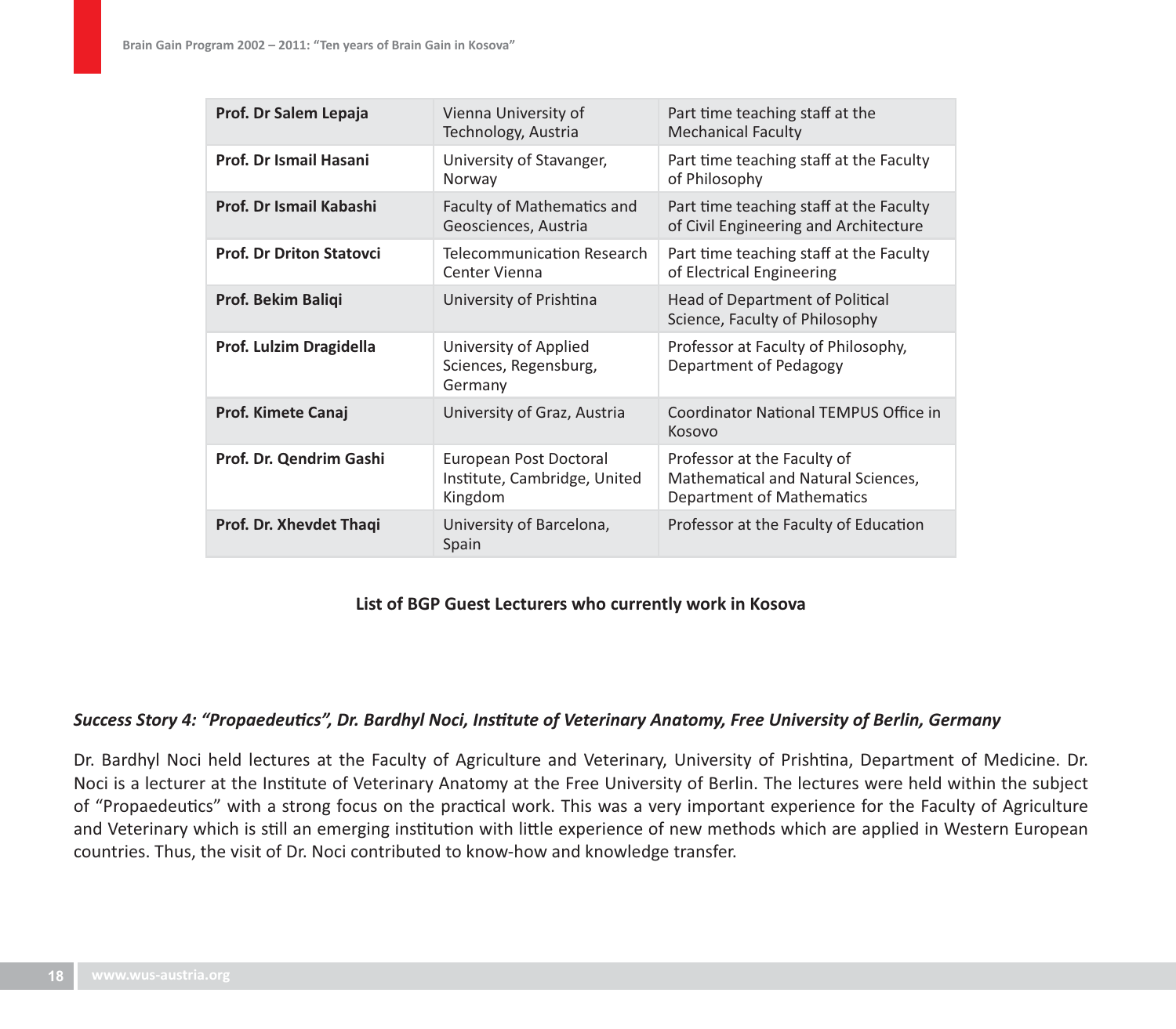| Prof. Dr Salem Lepaja | Vienna University of Technology, Austria | Part time teaching staff at the Mechanical Faculty |
|---|---|---|
| Prof. Dr Ismail Hasani | University of Stavanger, Norway | Part time teaching staff at the Faculty of Philosophy |
| Prof. Dr Ismail Kabashi | Faculty of Mathematics and Geosciences, Austria | Part time teaching staff at the Faculty of Civil Engineering and Architecture |
| Prof. Dr Driton Statovci | Telecommunication Research Center Vienna | Part time teaching staff at the Faculty of Electrical Engineering |
| Prof. Bekim Baliqi | University of Prishtina | Head of Department of Political Science, Faculty of Philosophy |
| Prof. Lulzim Dragidella | University of Applied Sciences, Regensburg, Germany | Professor at Faculty of Philosophy, Department of Pedagogy |
| Prof. Kimete Canaj | University of Graz, Austria | Coordinator National TEMPUS Office in Kosovo |
| Prof. Dr. Qendrim Gashi | European Post Doctoral Institute, Cambridge, United Kingdom | Professor at the Faculty of Mathematical and Natural Sciences, Department of Mathematics |
| Prof. Dr. Xhevdet Thaqi | University of Barcelona, Spain | Professor at the Faculty of Education |

**List of BGP Guest Lecturers who currently work in Kosova**

***Success Story 4: "Propaedeutics", Dr. Bardhyl Noci, Institute of Veterinary Anatomy, Free University of Berlin, Germany***

Dr. Bardhyl Noci held lectures at the Faculty of Agriculture and Veterinary, University of Prishtina, Department of Medicine. Dr. Noci is a lecturer at the Institute of Veterinary Anatomy at the Free University of Berlin. The lectures were held within the subject of "Propaedeutics" with a strong focus on the practical work. This was a very important experience for the Faculty of Agriculture and Veterinary which is still an emerging institution with little experience of new methods which are applied in Western European countries. Thus, the visit of Dr. Noci contributed to know-how and knowledge transfer.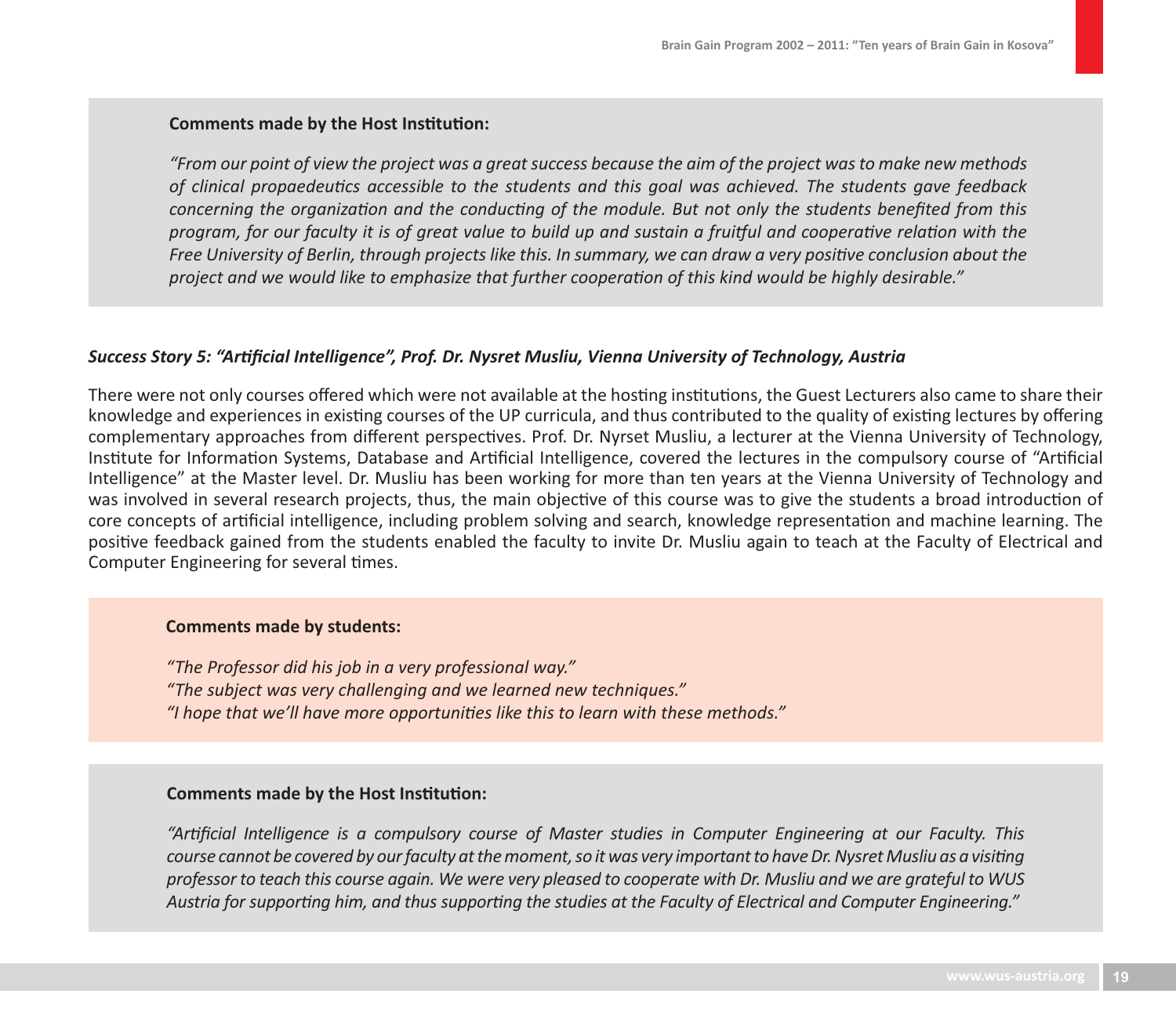**Comments made by the Host Institution:**

*"From our point of view the project was a great success because the aim of the project was to make new methods of clinical propaedeutics accessible to the students and this goal was achieved. The students gave feedback concerning the organization and the conducting of the module. But not only the students benefited from this program, for our faculty it is of great value to build up and sustain a fruitful and cooperative relation with the Free University of Berlin, through projects like this. In summary, we can draw a very positive conclusion about the project and we would like to emphasize that further cooperation of this kind would be highly desirable."*

***Success Story 5: "Artificial Intelligence", Prof. Dr. Nysret Musliu, Vienna University of Technology, Austria***

There were not only courses offered which were not available at the hosting institutions, the Guest Lecturers also came to share their knowledge and experiences in existing courses of the UP curricula, and thus contributed to the quality of existing lectures by offering complementary approaches from different perspectives. Prof. Dr. Nyrset Musliu, a lecturer at the Vienna University of Technology, Institute for Information Systems, Database and Artificial Intelligence, covered the lectures in the compulsory course of "Artificial Intelligence" at the Master level. Dr. Musliu has been working for more than ten years at the Vienna University of Technology and was involved in several research projects, thus, the main objective of this course was to give the students a broad introduction of core concepts of artificial intelligence, including problem solving and search, knowledge representation and machine learning. The positive feedback gained from the students enabled the faculty to invite Dr. Musliu again to teach at the Faculty of Electrical and Computer Engineering for several times.

**Comments made by students:**

*"The Professor did his job in a very professional way."*
*"The subject was very challenging and we learned new techniques."*
*"I hope that we'll have more opportunities like this to learn with these methods."*

**Comments made by the Host Institution:**

*"Artificial Intelligence is a compulsory course of Master studies in Computer Engineering at our Faculty. This course cannot be covered by our faculty at the moment, so it was very important to have Dr. Nysret Musliu as a visiting professor to teach this course again. We were very pleased to cooperate with Dr. Musliu and we are grateful to WUS Austria for supporting him, and thus supporting the studies at the Faculty of Electrical and Computer Engineering."*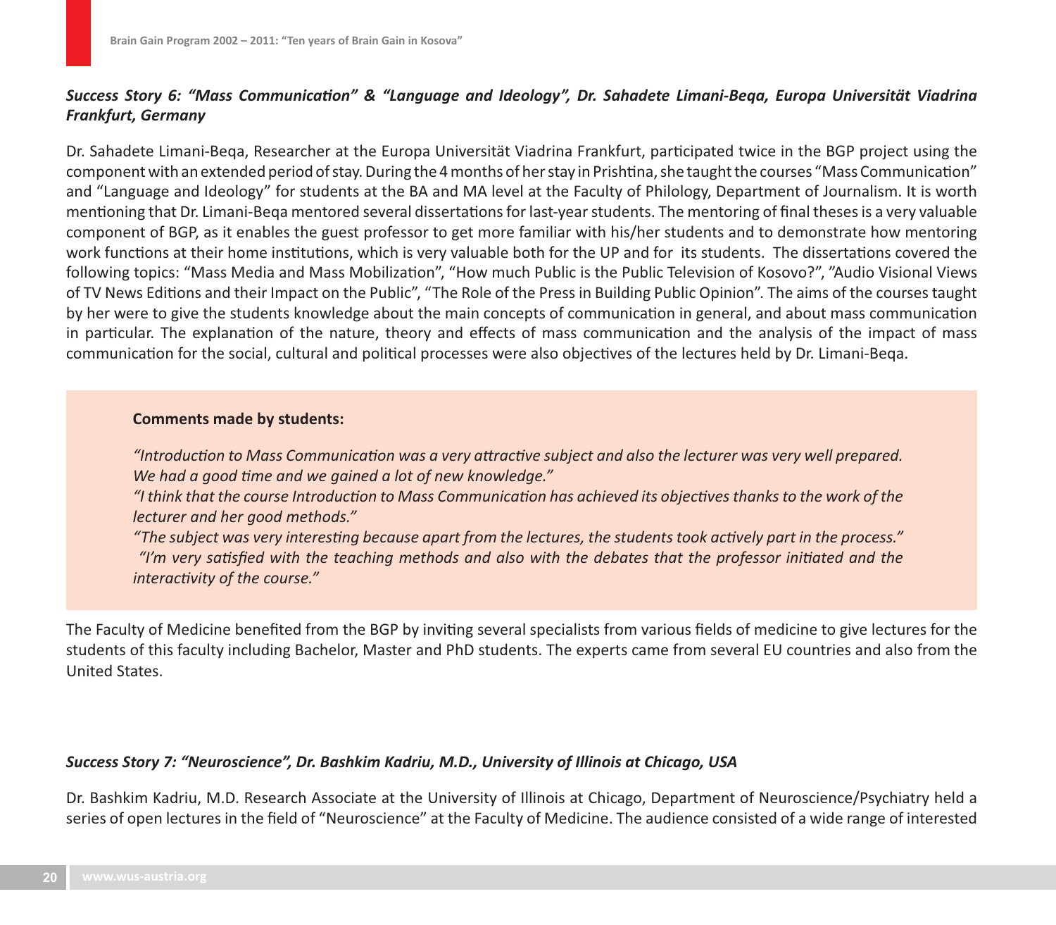### *Success Story 6: "Mass Communication" & "Language and Ideology", Dr. Sahadete Limani-Beqa, Europa Universität Viadrina Frankfurt, Germany*

Dr. Sahadete Limani-Beqa, Researcher at the Europa Universität Viadrina Frankfurt, participated twice in the BGP project using the component with an extended period of stay. During the 4 months of her stay in Prishtina, she taught the courses "Mass Communication" and "Language and Ideology" for students at the BA and MA level at the Faculty of Philology, Department of Journalism. It is worth mentioning that Dr. Limani-Beqa mentored several dissertations for last-year students. The mentoring of final theses is a very valuable component of BGP, as it enables the guest professor to get more familiar with his/her students and to demonstrate how mentoring work functions at their home institutions, which is very valuable both for the UP and for its students. The dissertations covered the following topics: "Mass Media and Mass Mobilization", "How much Public is the Public Television of Kosovo?", "Audio Visional Views of TV News Editions and their Impact on the Public", "The Role of the Press in Building Public Opinion". The aims of the courses taught by her were to give the students knowledge about the main concepts of communication in general, and about mass communication in particular. The explanation of the nature, theory and effects of mass communication and the analysis of the impact of mass communication for the social, cultural and political processes were also objectives of the lectures held by Dr. Limani-Beqa.

**Comments made by students:**

*"Introduction to Mass Communication was a very attractive subject and also the lecturer was very well prepared. We had a good time and we gained a lot of new knowledge."*
*"I think that the course Introduction to Mass Communication has achieved its objectives thanks to the work of the lecturer and her good methods."*
*"The subject was very interesting because apart from the lectures, the students took actively part in the process."*
*"I'm very satisfied with the teaching methods and also with the debates that the professor initiated and the interactivity of the course."*

The Faculty of Medicine benefited from the BGP by inviting several specialists from various fields of medicine to give lectures for the students of this faculty including Bachelor, Master and PhD students. The experts came from several EU countries and also from the United States.

### *Success Story 7: "Neuroscience", Dr. Bashkim Kadriu, M.D., University of Illinois at Chicago, USA*

Dr. Bashkim Kadriu, M.D. Research Associate at the University of Illinois at Chicago, Department of Neuroscience/Psychiatry held a series of open lectures in the field of "Neuroscience" at the Faculty of Medicine. The audience consisted of a wide range of interested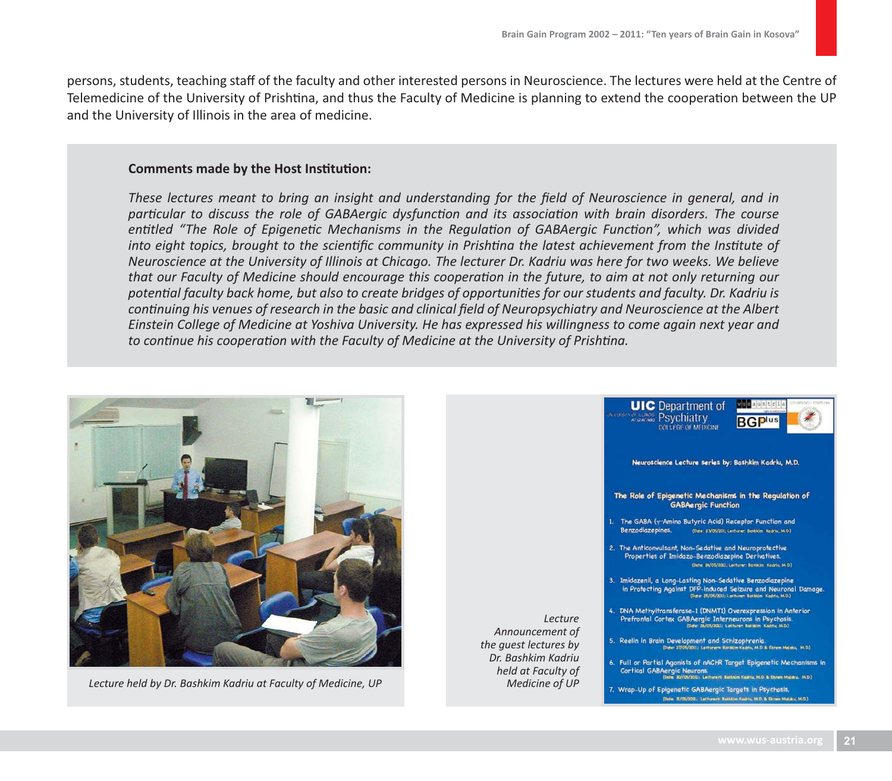persons, students, teaching staff of the faculty and other interested persons in Neuroscience. The lectures were held at the Centre of Telemedicine of the University of Prishtina, and thus the Faculty of Medicine is planning to extend the cooperation between the UP and the University of Illinois in the area of medicine.

**Comments made by the Host Institution:**

*These lectures meant to bring an insight and understanding for the field of Neuroscience in general, and in particular to discuss the role of GABAergic dysfunction and its association with brain disorders. The course entitled “The Role of Epigenetic Mechanisms in the Regulation of GABAergic Function”, which was divided into eight topics, brought to the scientific community in Prishtina the latest achievement from the Institute of Neuroscience at the University of Illinois at Chicago. The lecturer Dr. Kadriu was here for two weeks. We believe that our Faculty of Medicine should encourage this cooperation in the future, to aim at not only returning our potential faculty back home, but also to create bridges of opportunities for our students and faculty. Dr. Kadriu is continuing his venues of research in the basic and clinical field of Neuropsychiatry and Neuroscience at the Albert Einstein College of Medicine at Yoshiva University. He has expressed his willingness to come again next year and to continue his cooperation with the Faculty of Medicine at the University of Prishtina.*

*Lecture held by Dr. Bashkim Kadriu at Faculty of Medicine, UP*

*Lecture Announcement of the guest lectures by Dr. Bashkim Kadriu held at Faculty of Medicine of UP*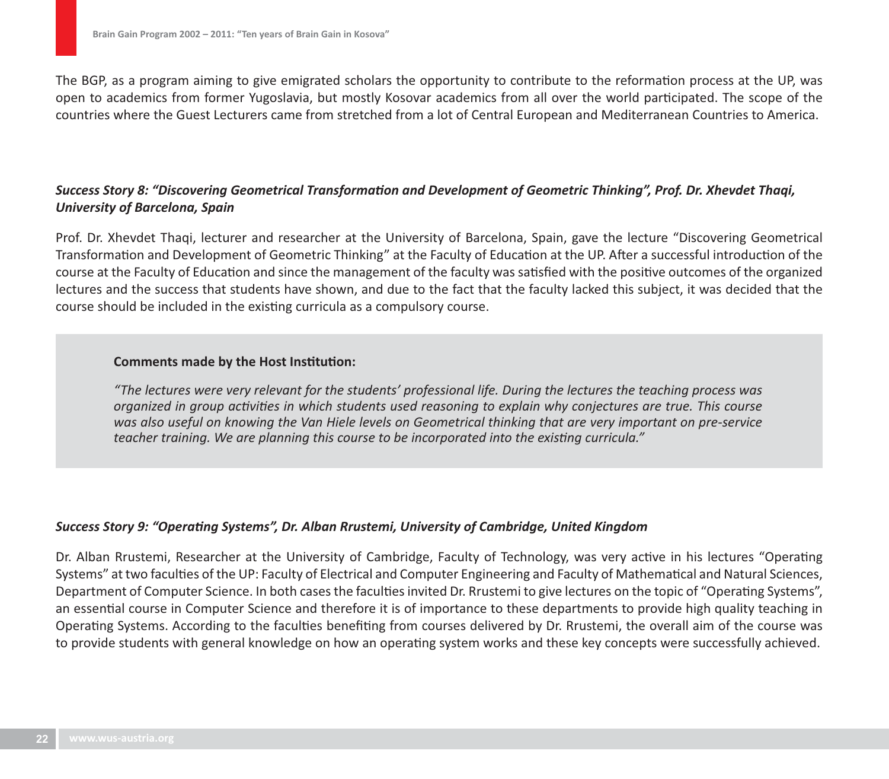The BGP, as a program aiming to give emigrated scholars the opportunity to contribute to the reformation process at the UP, was open to academics from former Yugoslavia, but mostly Kosovar academics from all over the world participated. The scope of the countries where the Guest Lecturers came from stretched from a lot of Central European and Mediterranean Countries to America.

### *Success Story 8: "Discovering Geometrical Transformation and Development of Geometric Thinking", Prof. Dr. Xhevdet Thaqi, University of Barcelona, Spain*

Prof. Dr. Xhevdet Thaqi, lecturer and researcher at the University of Barcelona, Spain, gave the lecture "Discovering Geometrical Transformation and Development of Geometric Thinking" at the Faculty of Education at the UP. After a successful introduction of the course at the Faculty of Education and since the management of the faculty was satisfied with the positive outcomes of the organized lectures and the success that students have shown, and due to the fact that the faculty lacked this subject, it was decided that the course should be included in the existing curricula as a compulsory course.

> **Comments made by the Host Institution:**
>
> *"The lectures were very relevant for the students' professional life. During the lectures the teaching process was organized in group activities in which students used reasoning to explain why conjectures are true. This course was also useful on knowing the Van Hiele levels on Geometrical thinking that are very important on pre-service teacher training. We are planning this course to be incorporated into the existing curricula."*

### *Success Story 9: "Operating Systems", Dr. Alban Rrustemi, University of Cambridge, United Kingdom*

Dr. Alban Rrustemi, Researcher at the University of Cambridge, Faculty of Technology, was very active in his lectures "Operating Systems" at two faculties of the UP: Faculty of Electrical and Computer Engineering and Faculty of Mathematical and Natural Sciences, Department of Computer Science. In both cases the faculties invited Dr. Rrustemi to give lectures on the topic of "Operating Systems", an essential course in Computer Science and therefore it is of importance to these departments to provide high quality teaching in Operating Systems. According to the faculties benefiting from courses delivered by Dr. Rrustemi, the overall aim of the course was to provide students with general knowledge on how an operating system works and these key concepts were successfully achieved.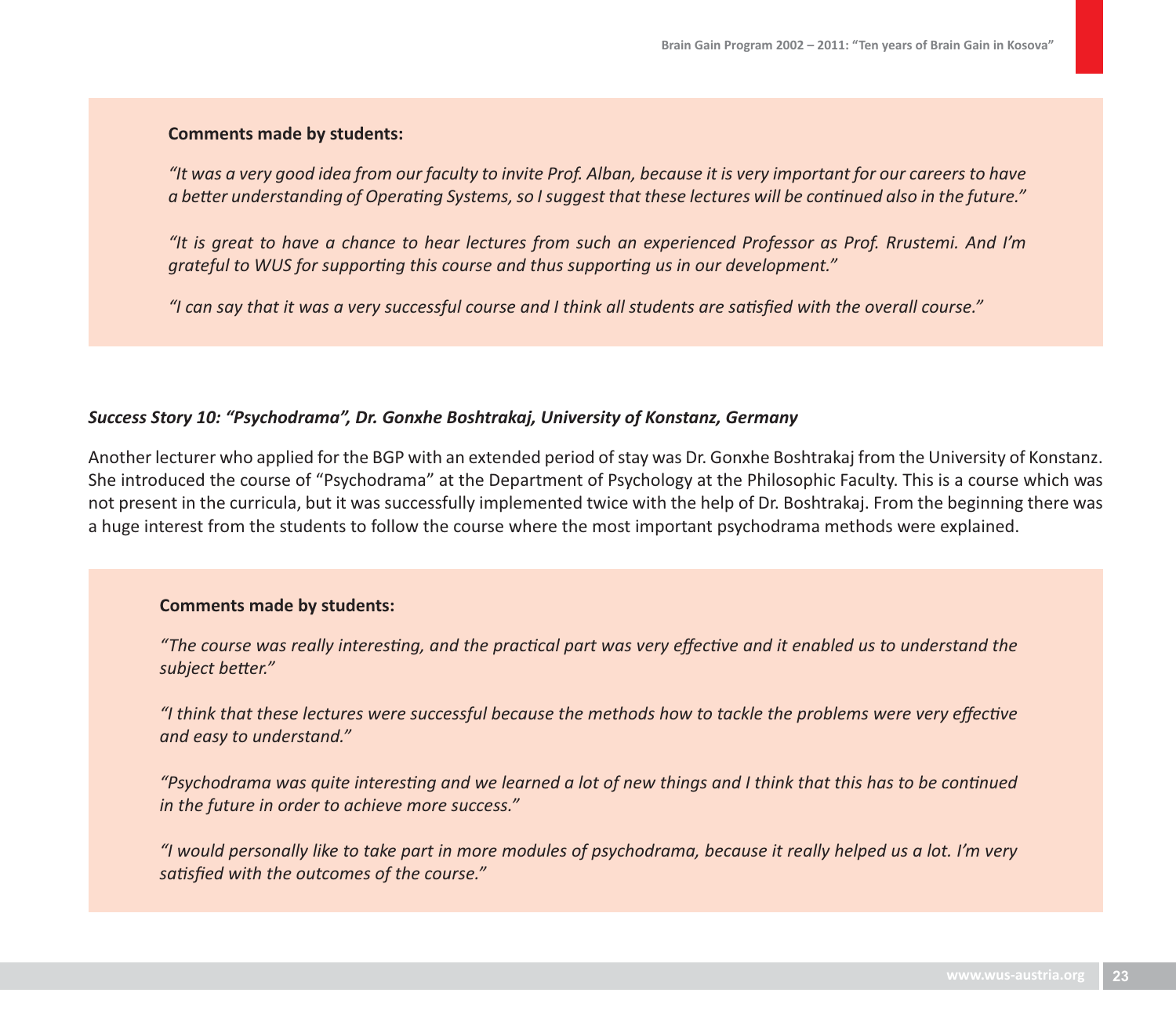**Comments made by students:**

*"It was a very good idea from our faculty to invite Prof. Alban, because it is very important for our careers to have a better understanding of Operating Systems, so I suggest that these lectures will be continued also in the future."*

*"It is great to have a chance to hear lectures from such an experienced Professor as Prof. Rrustemi. And I'm grateful to WUS for supporting this course and thus supporting us in our development."*

*"I can say that it was a very successful course and I think all students are satisfied with the overall course."*

***Success Story 10: "Psychodrama", Dr. Gonxhe Boshtrakaj, University of Konstanz, Germany***

Another lecturer who applied for the BGP with an extended period of stay was Dr. Gonxhe Boshtrakaj from the University of Konstanz. She introduced the course of "Psychodrama" at the Department of Psychology at the Philosophic Faculty. This is a course which was not present in the curricula, but it was successfully implemented twice with the help of Dr. Boshtrakaj. From the beginning there was a huge interest from the students to follow the course where the most important psychodrama methods were explained.

**Comments made by students:**

*"The course was really interesting, and the practical part was very effective and it enabled us to understand the subject better."*

*"I think that these lectures were successful because the methods how to tackle the problems were very effective and easy to understand."*

*"Psychodrama was quite interesting and we learned a lot of new things and I think that this has to be continued in the future in order to achieve more success."*

*"I would personally like to take part in more modules of psychodrama, because it really helped us a lot. I'm very satisfied with the outcomes of the course."*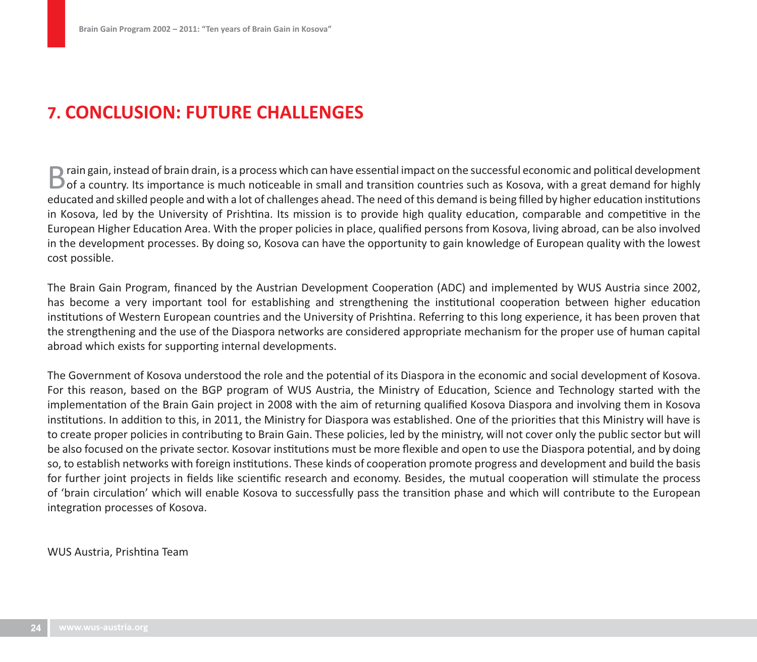# 7. CONCLUSION: FUTURE CHALLENGES

Brain gain, instead of brain drain, is a process which can have essential impact on the successful economic and political development of a country. Its importance is much noticeable in small and transition countries such as Kosova, with a great demand for highly educated and skilled people and with a lot of challenges ahead. The need of this demand is being filled by higher education institutions in Kosova, led by the University of Prishtina. Its mission is to provide high quality education, comparable and competitive in the European Higher Education Area. With the proper policies in place, qualified persons from Kosova, living abroad, can be also involved in the development processes. By doing so, Kosova can have the opportunity to gain knowledge of European quality with the lowest cost possible.

The Brain Gain Program, financed by the Austrian Development Cooperation (ADC) and implemented by WUS Austria since 2002, has become a very important tool for establishing and strengthening the institutional cooperation between higher education institutions of Western European countries and the University of Prishtina. Referring to this long experience, it has been proven that the strengthening and the use of the Diaspora networks are considered appropriate mechanism for the proper use of human capital abroad which exists for supporting internal developments.

The Government of Kosova understood the role and the potential of its Diaspora in the economic and social development of Kosova. For this reason, based on the BGP program of WUS Austria, the Ministry of Education, Science and Technology started with the implementation of the Brain Gain project in 2008 with the aim of returning qualified Kosova Diaspora and involving them in Kosova institutions. In addition to this, in 2011, the Ministry for Diaspora was established. One of the priorities that this Ministry will have is to create proper policies in contributing to Brain Gain. These policies, led by the ministry, will not cover only the public sector but will be also focused on the private sector. Kosovar institutions must be more flexible and open to use the Diaspora potential, and by doing so, to establish networks with foreign institutions. These kinds of cooperation promote progress and development and build the basis for further joint projects in fields like scientific research and economy. Besides, the mutual cooperation will stimulate the process of 'brain circulation' which will enable Kosova to successfully pass the transition phase and which will contribute to the European integration processes of Kosova.

WUS Austria, Prishtina Team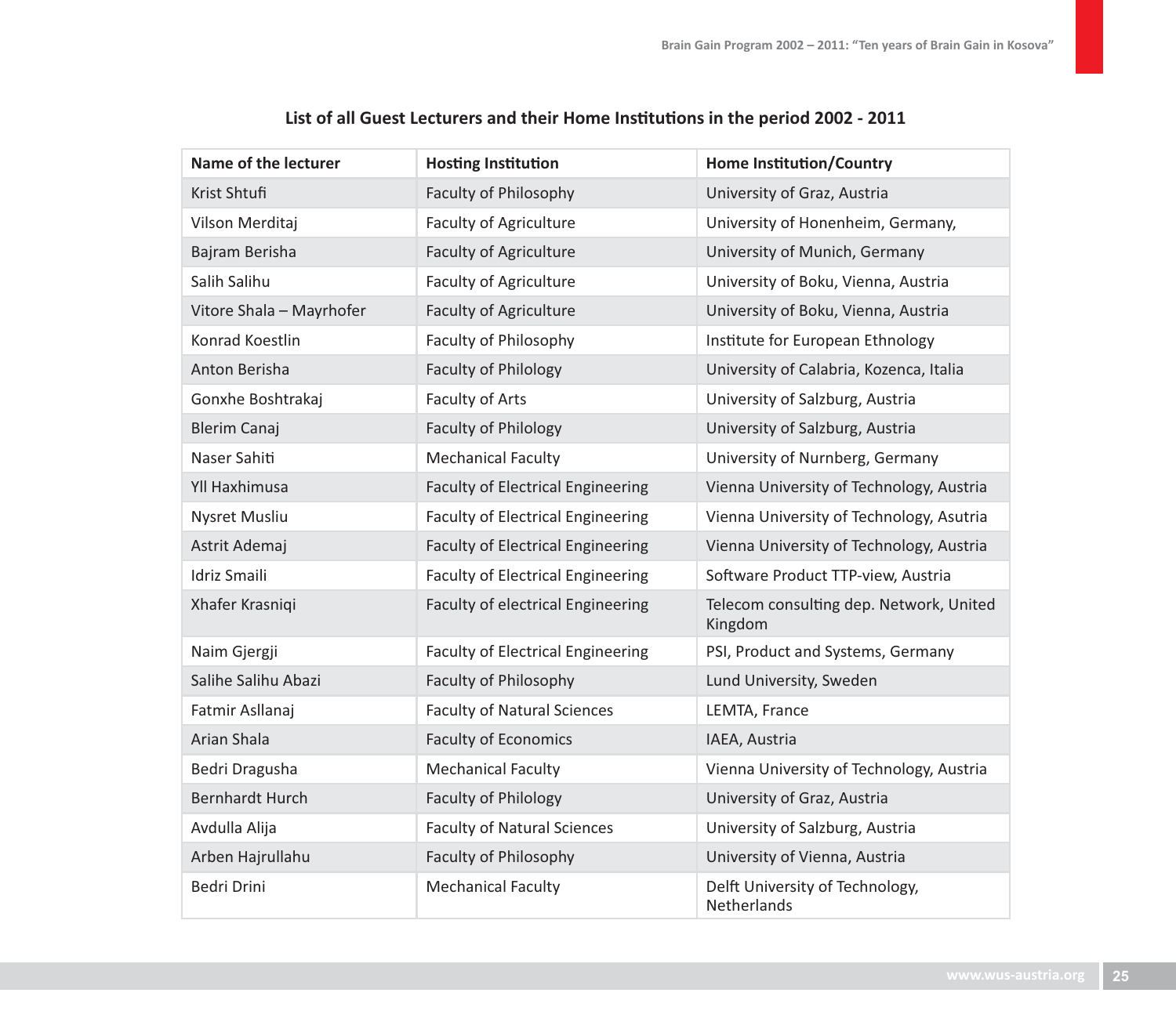## List of all Guest Lecturers and their Home Institutions in the period 2002 - 2011

| Name of the lecturer | Hosting Institution | Home Institution/Country |
|---|---|---|
| Krist Shtufi | Faculty of Philosophy | University of Graz, Austria |
| Vilson Merditaj | Faculty of Agriculture | University of Honenheim, Germany, |
| Bajram Berisha | Faculty of Agriculture | University of Munich, Germany |
| Salih Salihu | Faculty of Agriculture | University of Boku, Vienna, Austria |
| Vitore Shala – Mayrhofer | Faculty of Agriculture | University of Boku, Vienna, Austria |
| Konrad Koestlin | Faculty of Philosophy | Institute for European Ethnology |
| Anton Berisha | Faculty of Philology | University of Calabria, Kozenca, Italia |
| Gonxhe Boshtrakaj | Faculty of Arts | University of Salzburg, Austria |
| Blerim Canaj | Faculty of Philology | University of Salzburg, Austria |
| Naser Sahiti | Mechanical Faculty | University of Nurnberg, Germany |
| Yll Haxhimusa | Faculty of Electrical Engineering | Vienna University of Technology, Austria |
| Nysret Musliu | Faculty of Electrical Engineering | Vienna University of Technology, Asutria |
| Astrit Ademaj | Faculty of Electrical Engineering | Vienna University of Technology, Austria |
| Idriz Smaili | Faculty of Electrical Engineering | Software Product TTP-view, Austria |
| Xhafer Krasniqi | Faculty of electrical Engineering | Telecom consulting dep. Network, United Kingdom |
| Naim Gjergji | Faculty of Electrical Engineering | PSI, Product and Systems, Germany |
| Salihe Salihu Abazi | Faculty of Philosophy | Lund University, Sweden |
| Fatmir Asllanaj | Faculty of Natural Sciences | LEMTA, France |
| Arian Shala | Faculty of Economics | IAEA, Austria |
| Bedri Dragusha | Mechanical Faculty | Vienna University of Technology, Austria |
| Bernhardt Hurch | Faculty of Philology | University of Graz, Austria |
| Avdulla Alija | Faculty of Natural Sciences | University of Salzburg, Austria |
| Arben Hajrullahu | Faculty of Philosophy | University of Vienna, Austria |
| Bedri Drini | Mechanical Faculty | Delft University of Technology, Netherlands |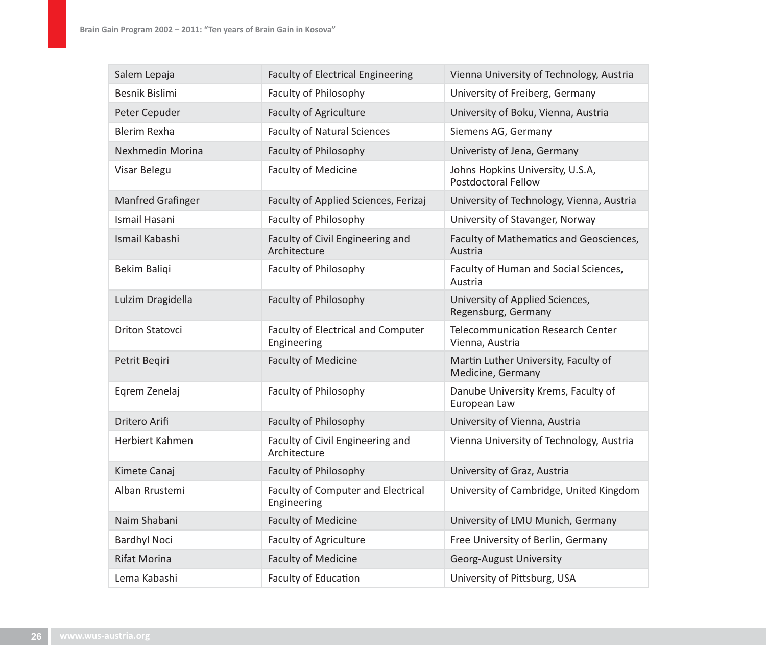| Salem Lepaja | Faculty of Electrical Engineering | Vienna University of Technology, Austria |
|---|---|---|
| Besnik Bislimi | Faculty of Philosophy | University of Freiberg, Germany |
| Peter Cepuder | Faculty of Agriculture | University of Boku, Vienna, Austria |
| Blerim Rexha | Faculty of Natural Sciences | Siemens AG, Germany |
| Nexhmedin Morina | Faculty of Philosophy | Univeristy of Jena, Germany |
| Visar Belegu | Faculty of Medicine | Johns Hopkins University, U.S.A, Postdoctoral Fellow |
| Manfred Grafinger | Faculty of Applied Sciences, Ferizaj | University of Technology, Vienna, Austria |
| Ismail Hasani | Faculty of Philosophy | University of Stavanger, Norway |
| Ismail Kabashi | Faculty of Civil Engineering and Architecture | Faculty of Mathematics and Geosciences, Austria |
| Bekim Baliqi | Faculty of Philosophy | Faculty of Human and Social Sciences, Austria |
| Lulzim Dragidella | Faculty of Philosophy | University of Applied Sciences, Regensburg, Germany |
| Driton Statovci | Faculty of Electrical and Computer Engineering | Telecommunication Research Center Vienna, Austria |
| Petrit Beqiri | Faculty of Medicine | Martin Luther University, Faculty of Medicine, Germany |
| Eqrem Zenelaj | Faculty of Philosophy | Danube University Krems, Faculty of European Law |
| Dritero Arifi | Faculty of Philosophy | University of Vienna, Austria |
| Herbiert Kahmen | Faculty of Civil Engineering and Architecture | Vienna University of Technology, Austria |
| Kimete Canaj | Faculty of Philosophy | University of Graz, Austria |
| Alban Rrustemi | Faculty of Computer and Electrical Engineering | University of Cambridge, United Kingdom |
| Naim Shabani | Faculty of Medicine | University of LMU Munich, Germany |
| Bardhyl Noci | Faculty of Agriculture | Free University of Berlin, Germany |
| Rifat Morina | Faculty of Medicine | Georg-August University |
| Lema Kabashi | Faculty of Education | University of Pittsburg, USA |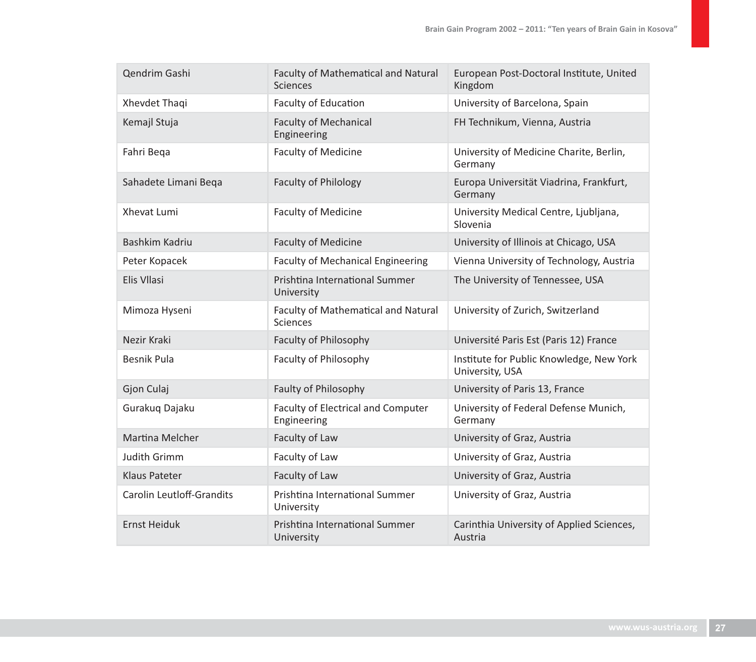| Qendrim Gashi | Faculty of Mathematical and Natural Sciences | European Post-Doctoral Institute, United Kingdom |
|---|---|---|
| Xhevdet Thaqi | Faculty of Education | University of Barcelona, Spain |
| Kemajl Stuja | Faculty of Mechanical Engineering | FH Technikum, Vienna, Austria |
| Fahri Beqa | Faculty of Medicine | University of Medicine Charite, Berlin, Germany |
| Sahadete Limani Beqa | Faculty of Philology | Europa Universität Viadrina, Frankfurt, Germany |
| Xhevat Lumi | Faculty of Medicine | University Medical Centre, Ljubljana, Slovenia |
| Bashkim Kadriu | Faculty of Medicine | University of Illinois at Chicago, USA |
| Peter Kopacek | Faculty of Mechanical Engineering | Vienna University of Technology, Austria |
| Elis Vllasi | Prishtina International Summer University | The University of Tennessee, USA |
| Mimoza Hyseni | Faculty of Mathematical and Natural Sciences | University of Zurich, Switzerland |
| Nezir Kraki | Faculty of Philosophy | Université Paris Est (Paris 12) France |
| Besnik Pula | Faculty of Philosophy | Institute for Public Knowledge, New York University, USA |
| Gjon Culaj | Faulty of Philosophy | University of Paris 13, France |
| Gurakuq Dajaku | Faculty of Electrical and Computer Engineering | University of Federal Defense Munich, Germany |
| Martina Melcher | Faculty of Law | University of Graz, Austria |
| Judith Grimm | Faculty of Law | University of Graz, Austria |
| Klaus Pateter | Faculty of Law | University of Graz, Austria |
| Carolin Leutloff-Grandits | Prishtina International Summer University | University of Graz, Austria |
| Ernst Heiduk | Prishtina International Summer University | Carinthia University of Applied Sciences, Austria |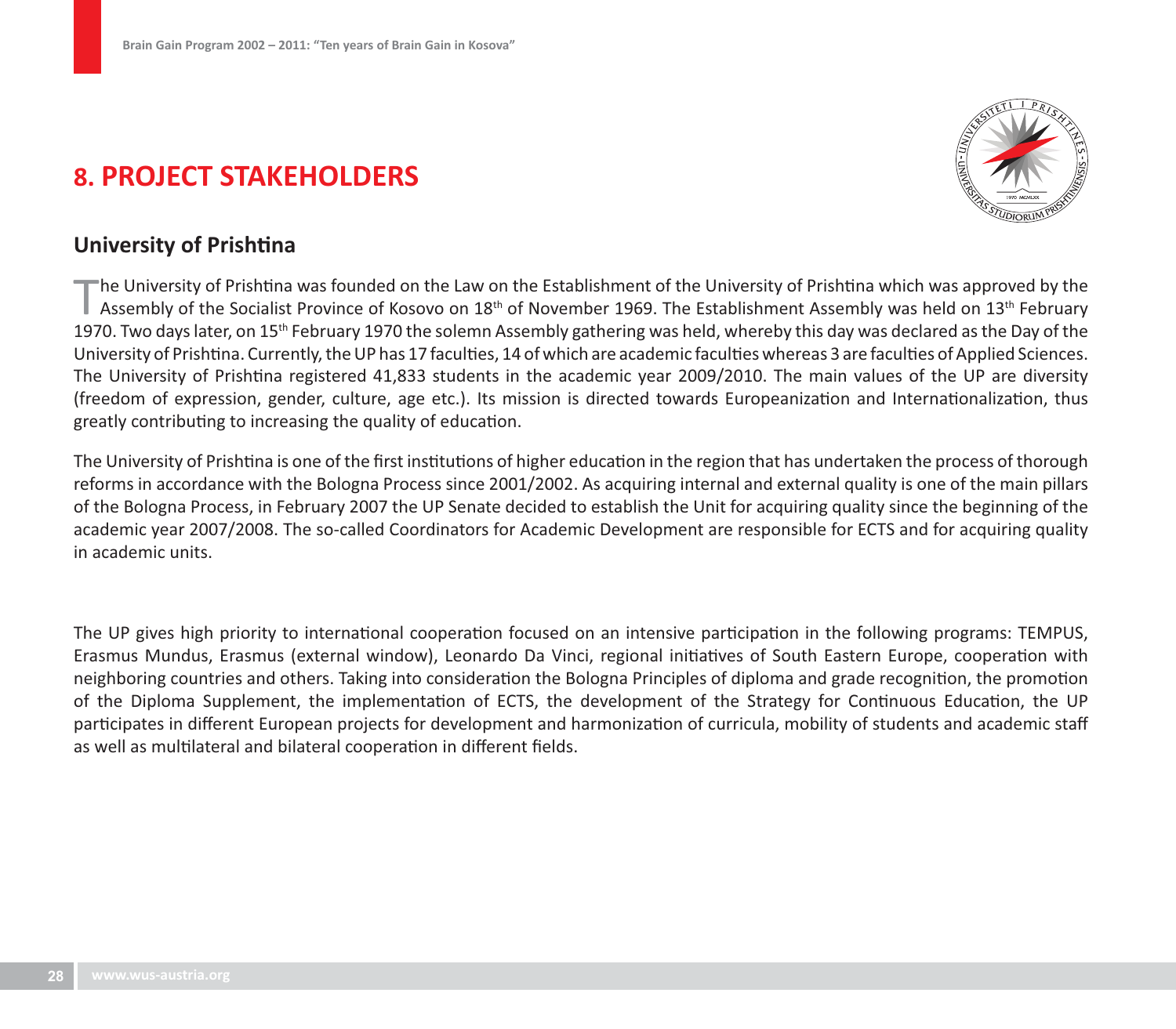# 8. PROJECT STAKEHOLDERS

## University of Prishtina

The University of Prishtina was founded on the Law on the Establishment of the University of Prishtina which was approved by the Assembly of the Socialist Province of Kosovo on 18th of November 1969. The Establishment Assembly was held on 13th February 1970. Two days later, on 15th February 1970 the solemn Assembly gathering was held, whereby this day was declared as the Day of the University of Prishtina. Currently, the UP has 17 faculties, 14 of which are academic faculties whereas 3 are faculties of Applied Sciences. The University of Prishtina registered 41,833 students in the academic year 2009/2010. The main values of the UP are diversity (freedom of expression, gender, culture, age etc.). Its mission is directed towards Europeanization and Internationalization, thus greatly contributing to increasing the quality of education.

The University of Prishtina is one of the first institutions of higher education in the region that has undertaken the process of thorough reforms in accordance with the Bologna Process since 2001/2002. As acquiring internal and external quality is one of the main pillars of the Bologna Process, in February 2007 the UP Senate decided to establish the Unit for acquiring quality since the beginning of the academic year 2007/2008. The so-called Coordinators for Academic Development are responsible for ECTS and for acquiring quality in academic units.

The UP gives high priority to international cooperation focused on an intensive participation in the following programs: TEMPUS, Erasmus Mundus, Erasmus (external window), Leonardo Da Vinci, regional initiatives of South Eastern Europe, cooperation with neighboring countries and others. Taking into consideration the Bologna Principles of diploma and grade recognition, the promotion of the Diploma Supplement, the implementation of ECTS, the development of the Strategy for Continuous Education, the UP participates in different European projects for development and harmonization of curricula, mobility of students and academic staff as well as multilateral and bilateral cooperation in different fields.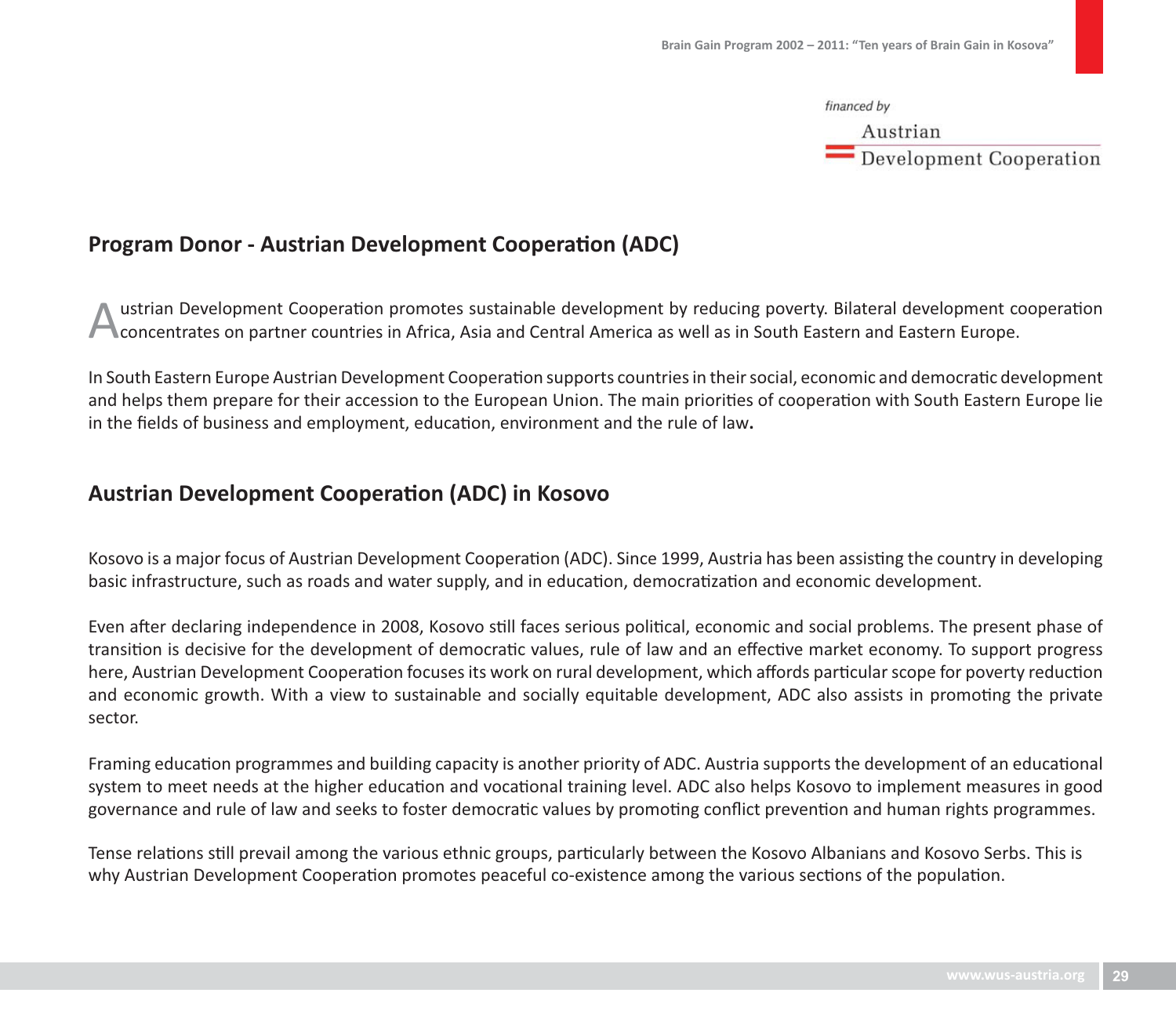financed by

Austrian
Development Cooperation

## Program Donor - Austrian Development Cooperation (ADC)

Austrian Development Cooperation promotes sustainable development by reducing poverty. Bilateral development cooperation concentrates on partner countries in Africa, Asia and Central America as well as in South Eastern and Eastern Europe.

In South Eastern Europe Austrian Development Cooperation supports countries in their social, economic and democratic development and helps them prepare for their accession to the European Union. The main priorities of cooperation with South Eastern Europe lie in the fields of business and employment, education, environment and the rule of law.

## Austrian Development Cooperation (ADC) in Kosovo

Kosovo is a major focus of Austrian Development Cooperation (ADC). Since 1999, Austria has been assisting the country in developing basic infrastructure, such as roads and water supply, and in education, democratization and economic development.

Even after declaring independence in 2008, Kosovo still faces serious political, economic and social problems. The present phase of transition is decisive for the development of democratic values, rule of law and an effective market economy. To support progress here, Austrian Development Cooperation focuses its work on rural development, which affords particular scope for poverty reduction and economic growth. With a view to sustainable and socially equitable development, ADC also assists in promoting the private sector.

Framing education programmes and building capacity is another priority of ADC. Austria supports the development of an educational system to meet needs at the higher education and vocational training level. ADC also helps Kosovo to implement measures in good governance and rule of law and seeks to foster democratic values by promoting conflict prevention and human rights programmes.

Tense relations still prevail among the various ethnic groups, particularly between the Kosovo Albanians and Kosovo Serbs. This is why Austrian Development Cooperation promotes peaceful co-existence among the various sections of the population.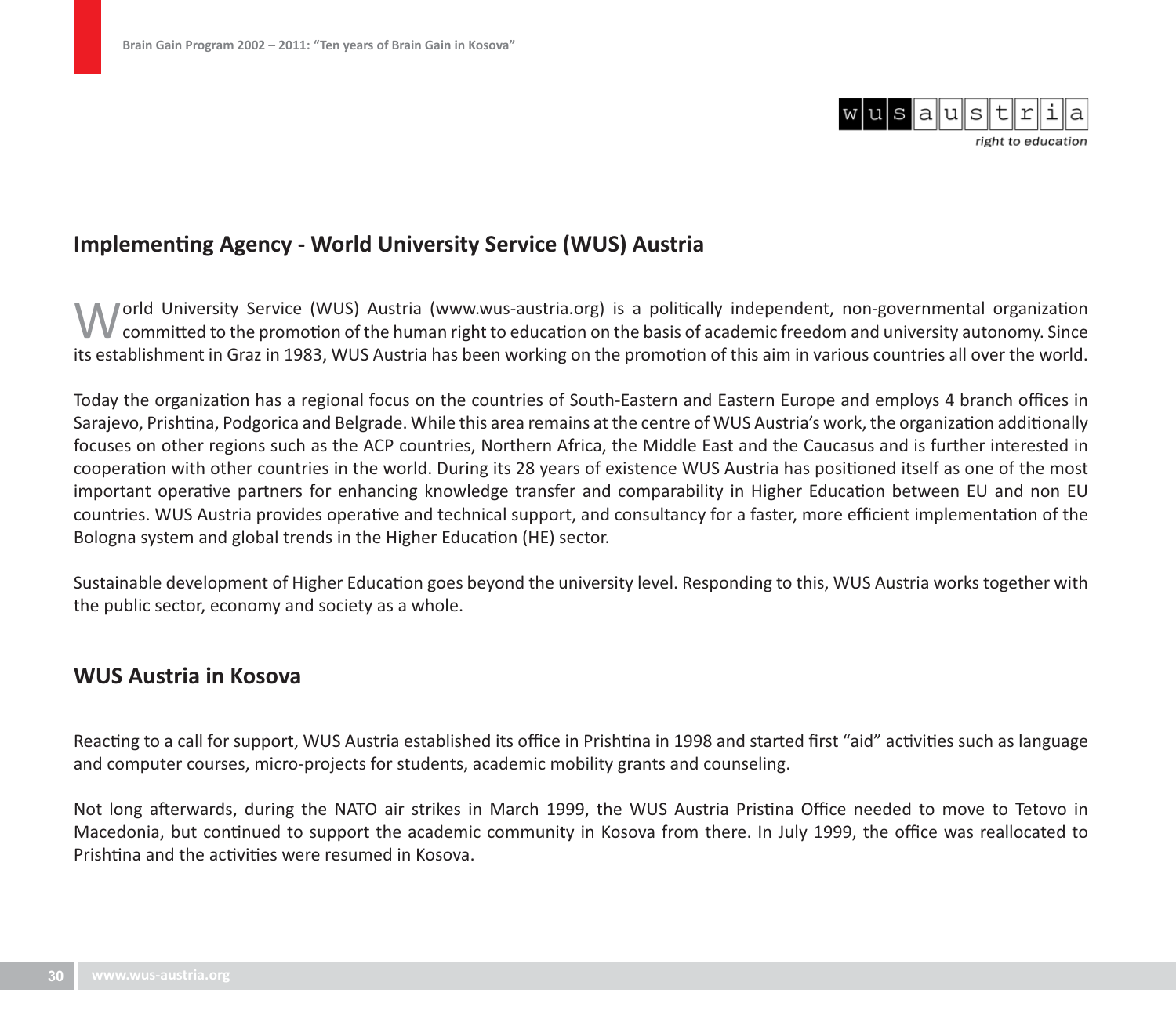## Implementing Agency - World University Service (WUS) Austria

World University Service (WUS) Austria (www.wus-austria.org) is a politically independent, non-governmental organization committed to the promotion of the human right to education on the basis of academic freedom and university autonomy. Since its establishment in Graz in 1983, WUS Austria has been working on the promotion of this aim in various countries all over the world.

Today the organization has a regional focus on the countries of South-Eastern and Eastern Europe and employs 4 branch offices in Sarajevo, Prishtina, Podgorica and Belgrade. While this area remains at the centre of WUS Austria's work, the organization additionally focuses on other regions such as the ACP countries, Northern Africa, the Middle East and the Caucasus and is further interested in cooperation with other countries in the world. During its 28 years of existence WUS Austria has positioned itself as one of the most important operative partners for enhancing knowledge transfer and comparability in Higher Education between EU and non EU countries. WUS Austria provides operative and technical support, and consultancy for a faster, more efficient implementation of the Bologna system and global trends in the Higher Education (HE) sector.

Sustainable development of Higher Education goes beyond the university level. Responding to this, WUS Austria works together with the public sector, economy and society as a whole.

## WUS Austria in Kosova

Reacting to a call for support, WUS Austria established its office in Prishtina in 1998 and started first "aid" activities such as language and computer courses, micro-projects for students, academic mobility grants and counseling.

Not long afterwards, during the NATO air strikes in March 1999, the WUS Austria Pristina Office needed to move to Tetovo in Macedonia, but continued to support the academic community in Kosova from there. In July 1999, the office was reallocated to Prishtina and the activities were resumed in Kosova.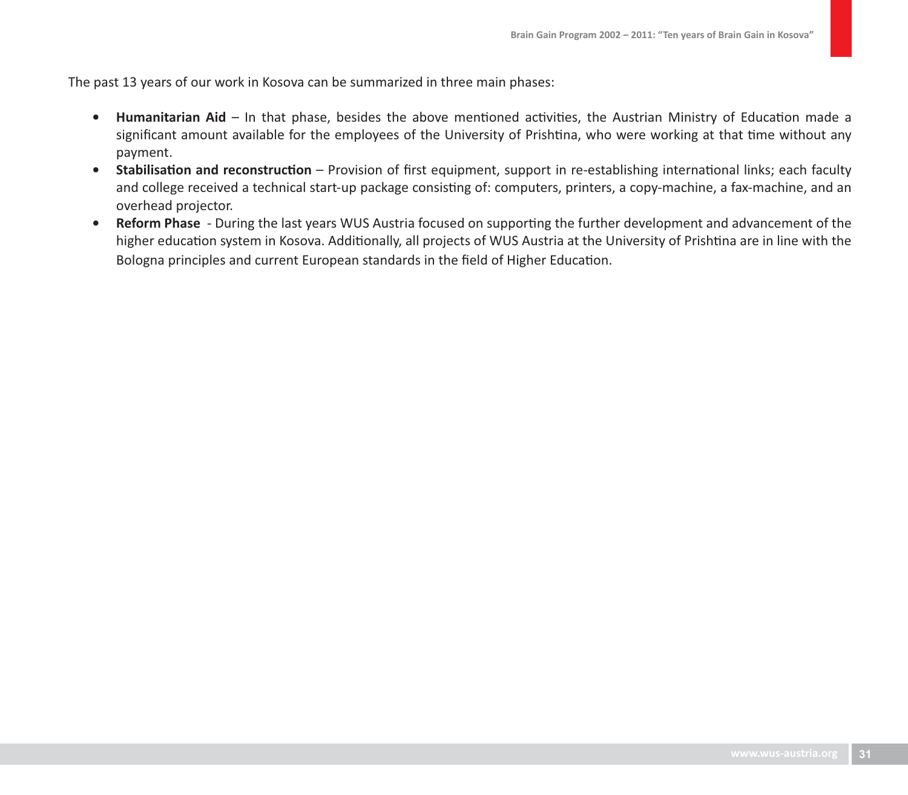The past 13 years of our work in Kosova can be summarized in three main phases:

- **Humanitarian Aid** – In that phase, besides the above mentioned activities, the Austrian Ministry of Education made a significant amount available for the employees of the University of Prishtina, who were working at that time without any payment.
- **Stabilisation and reconstruction** – Provision of first equipment, support in re-establishing international links; each faculty and college received a technical start-up package consisting of: computers, printers, a copy-machine, a fax-machine, and an overhead projector.
- **Reform Phase** - During the last years WUS Austria focused on supporting the further development and advancement of the higher education system in Kosova. Additionally, all projects of WUS Austria at the University of Prishtina are in line with the Bologna principles and current European standards in the field of Higher Education.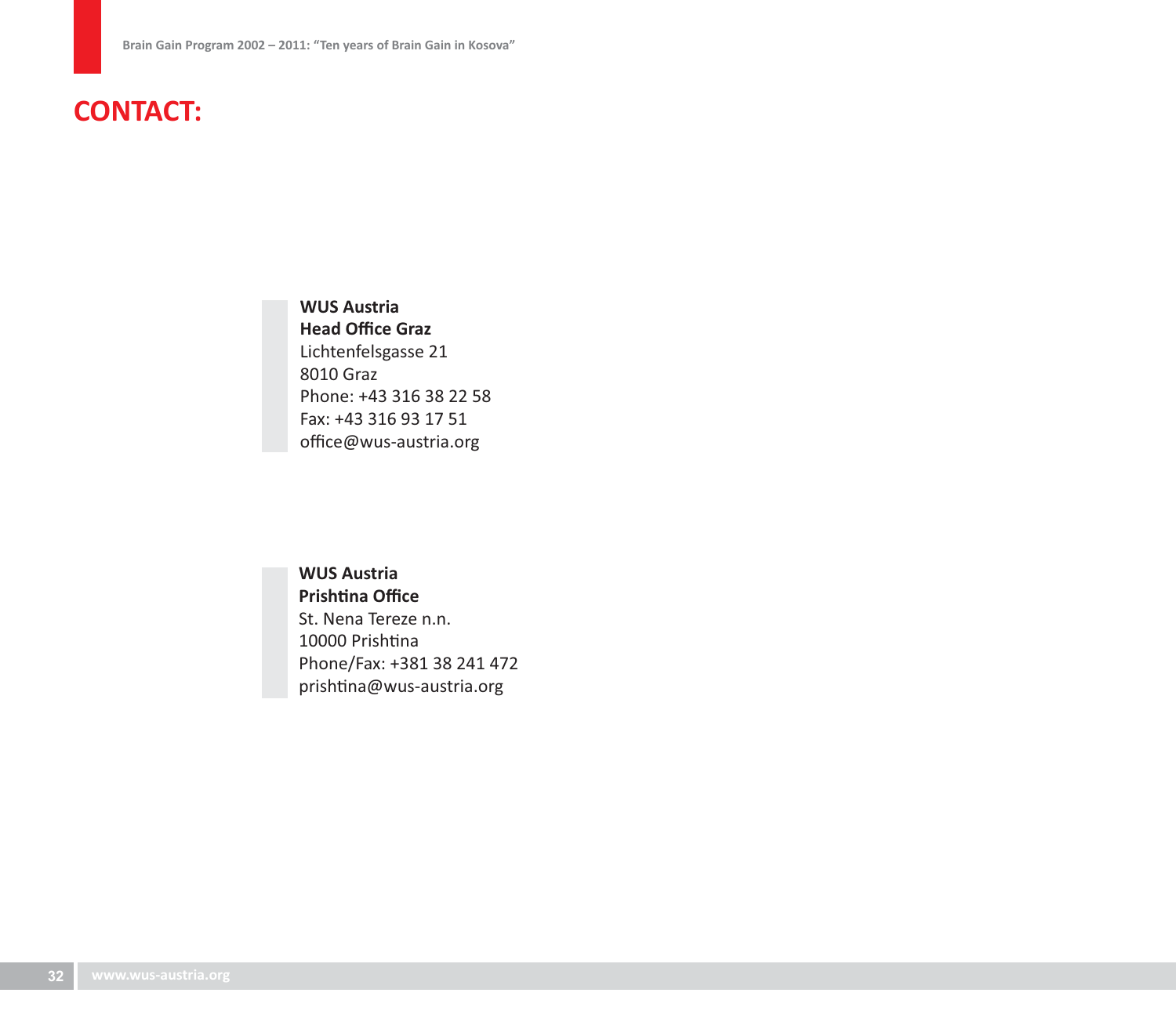# CONTACT:

**WUS Austria**
**Head Office Graz**
Lichtenfelsgasse 21
8010 Graz
Phone: +43 316 38 22 58
Fax: +43 316 93 17 51
office@wus-austria.org

**WUS Austria**
**Prishtina Office**
St. Nena Tereze n.n.
10000 Prishtina
Phone/Fax: +381 38 241 472
prishtina@wus-austria.org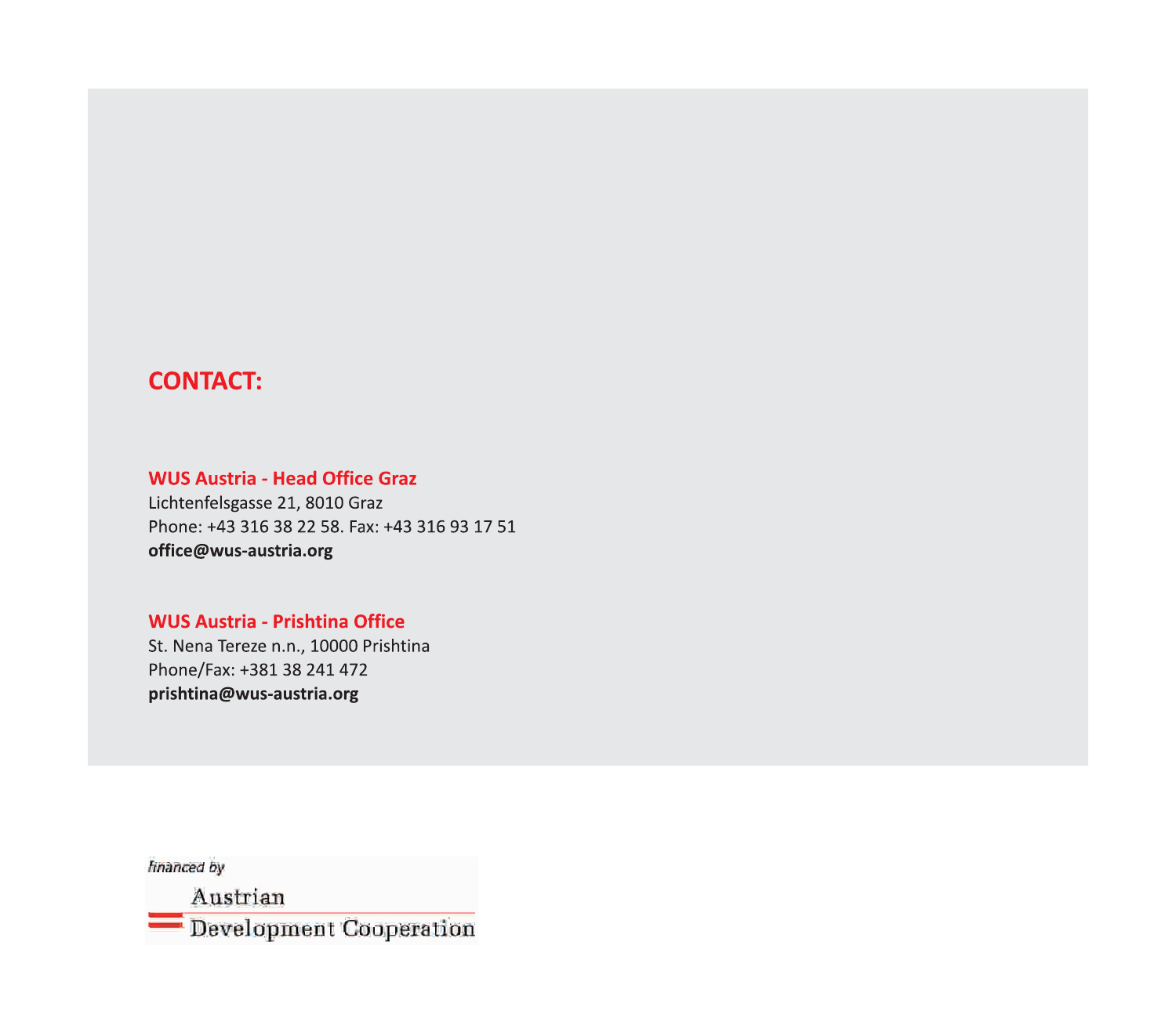## CONTACT:

**WUS Austria - Head Office Graz**
Lichtenfelsgasse 21, 8010 Graz
Phone: +43 316 38 22 58. Fax: +43 316 93 17 51
**office@wus-austria.org**

**WUS Austria - Prishtina Office**
St. Nena Tereze n.n., 10000 Prishtina
Phone/Fax: +381 38 241 472
**prishtina@wus-austria.org**

*financed by*
Austrian
Development Cooperation